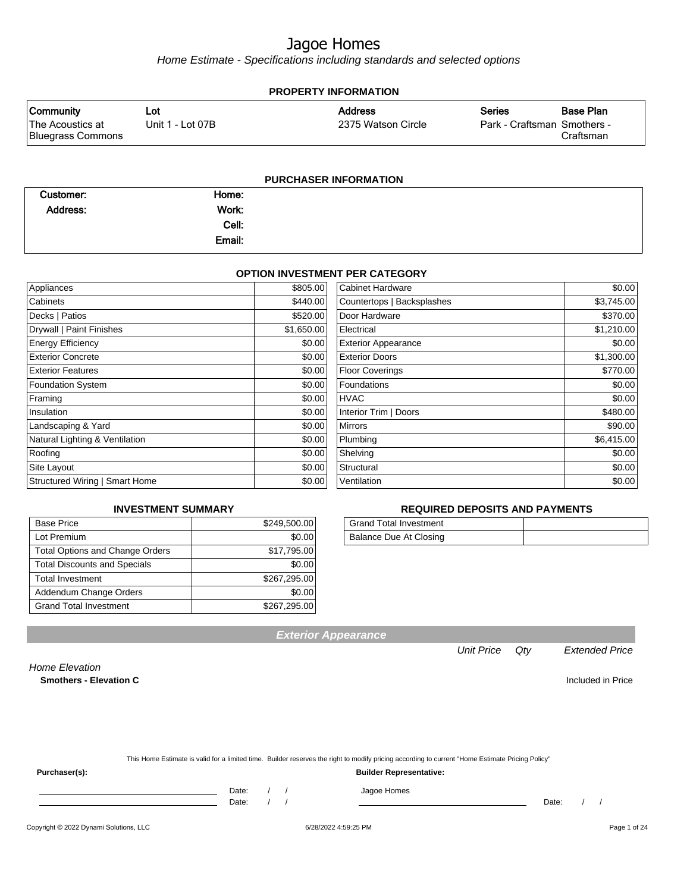# Jagoe Homes

*Home Estimate - Specifications including standards and selected options*

## PROPERTY INFORMATION

| Community | Lot | Address | Series | Base Plan |
|---|---|---|---|---|
| The Acoustics at Bluegrass Commons | Unit 1 - Lot 07B | 2375 Watson Circle | Park - Craftsman | Smothers - Craftsman |

## PURCHASER INFORMATION

| | | | |
|---|---|---|---|
| Customer: | | Home: | |
| Address: | | Work: | |
| | | Cell: | |
| | | Email: | |

## OPTION INVESTMENT PER CATEGORY

| Category | Amount | Category | Amount |
|---|---|---|---|
| Appliances | $805.00 | Cabinet Hardware | $0.00 |
| Cabinets | $440.00 | Countertops \| Backsplashes | $3,745.00 |
| Decks \| Patios | $520.00 | Door Hardware | $370.00 |
| Drywall \| Paint Finishes | $1,650.00 | Electrical | $1,210.00 |
| Energy Efficiency | $0.00 | Exterior Appearance | $0.00 |
| Exterior Concrete | $0.00 | Exterior Doors | $1,300.00 |
| Exterior Features | $0.00 | Floor Coverings | $770.00 |
| Foundation System | $0.00 | Foundations | $0.00 |
| Framing | $0.00 | HVAC | $0.00 |
| Insulation | $0.00 | Interior Trim \| Doors | $480.00 |
| Landscaping & Yard | $0.00 | Mirrors | $90.00 |
| Natural Lighting & Ventilation | $0.00 | Plumbing | $6,415.00 |
| Roofing | $0.00 | Shelving | $0.00 |
| Site Layout | $0.00 | Structural | $0.00 |
| Structured Wiring \| Smart Home | $0.00 | Ventilation | $0.00 |

## INVESTMENT SUMMARY

| | |
|---|---|
| Base Price | $249,500.00 |
| Lot Premium | $0.00 |
| Total Options and Change Orders | $17,795.00 |
| Total Discounts and Specials | $0.00 |
| Total Investment | $267,295.00 |
| Addendum Change Orders | $0.00 |
| Grand Total Investment | $267,295.00 |

## REQUIRED DEPOSITS AND PAYMENTS

| | |
|---|---|
| Grand Total Investment | |
| Balance Due At Closing | |

## *Exterior Appearance*

| | Unit Price | Qty | Extended Price |
|---|---|---|---|
| *Home Elevation* | | | |
| **Smothers - Elevation C** | | | Included in Price |

This Home Estimate is valid for a limited time. Builder reserves the right to modify pricing according to current "Home Estimate Pricing Policy"

**Purchaser(s):**

______________________ Date: / /

______________________ Date: / /

**Builder Representative:**

Jagoe Homes

______________________ Date: / /

Copyright © 2022 Dynami Solutions, LLC — 6/28/2022 4:59:25 PM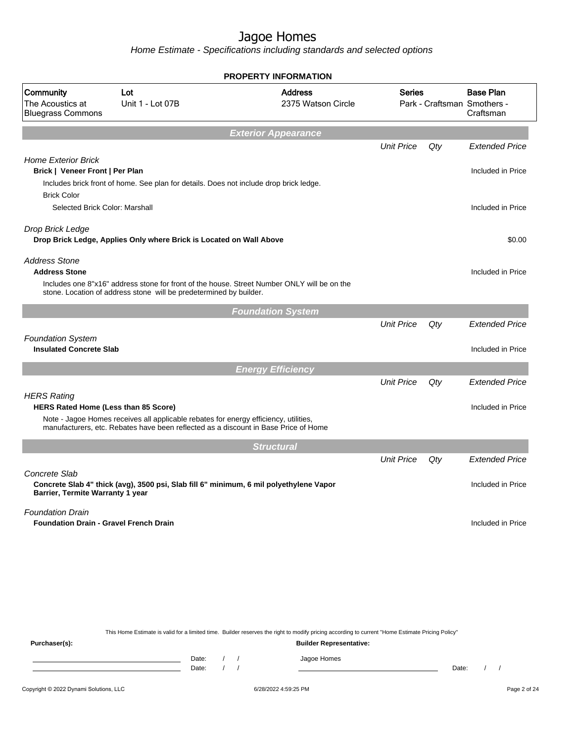# Jagoe Homes

*Home Estimate - Specifications including standards and selected options*

**PROPERTY INFORMATION**

| Community | Lot | Address | Series | Base Plan |
|---|---|---|---|---|
| The Acoustics at Bluegrass Commons | Unit 1 - Lot 07B | 2375 Watson Circle | Park - Craftsman | Smothers - Craftsman |

## Exterior Appearance

| | Unit Price | Qty | Extended Price |
|---|---|---|---|
| *Home Exterior Brick* | | | |
| **Brick \| Veneer Front \| Per Plan** | | | Included in Price |
| Includes brick front of home. See plan for details. Does not include drop brick ledge. | | | |
| Brick Color | | | |
| Selected Brick Color: Marshall | | | Included in Price |
| *Drop Brick Ledge* | | | |
| **Drop Brick Ledge, Applies Only where Brick is Located on Wall Above** | | | $0.00 |
| *Address Stone* | | | |
| **Address Stone** | | | Included in Price |
| Includes one 8"x16" address stone for front of the house. Street Number ONLY will be on the stone. Location of address stone will be predetermined by builder. | | | |

## Foundation System

| | Unit Price | Qty | Extended Price |
|---|---|---|---|
| *Foundation System* | | | |
| **Insulated Concrete Slab** | | | Included in Price |

## Energy Efficiency

| | Unit Price | Qty | Extended Price |
|---|---|---|---|
| *HERS Rating* | | | |
| **HERS Rated Home (Less than 85 Score)** | | | Included in Price |
| Note - Jagoe Homes receives all applicable rebates for energy efficiency, utilities, manufacturers, etc. Rebates have been reflected as a discount in Base Price of Home | | | |

## Structural

| | Unit Price | Qty | Extended Price |
|---|---|---|---|
| *Concrete Slab* | | | |
| **Concrete Slab 4" thick (avg), 3500 psi, Slab fill 6" minimum, 6 mil polyethylene Vapor Barrier, Termite Warranty 1 year** | | | Included in Price |
| *Foundation Drain* | | | |
| **Foundation Drain - Gravel French Drain** | | | Included in Price |

This Home Estimate is valid for a limited time. Builder reserves the right to modify pricing according to current "Home Estimate Pricing Policy"

**Purchaser(s):** **Builder Representative:**

Date: / / Jagoe Homes
Date: / / Date: / /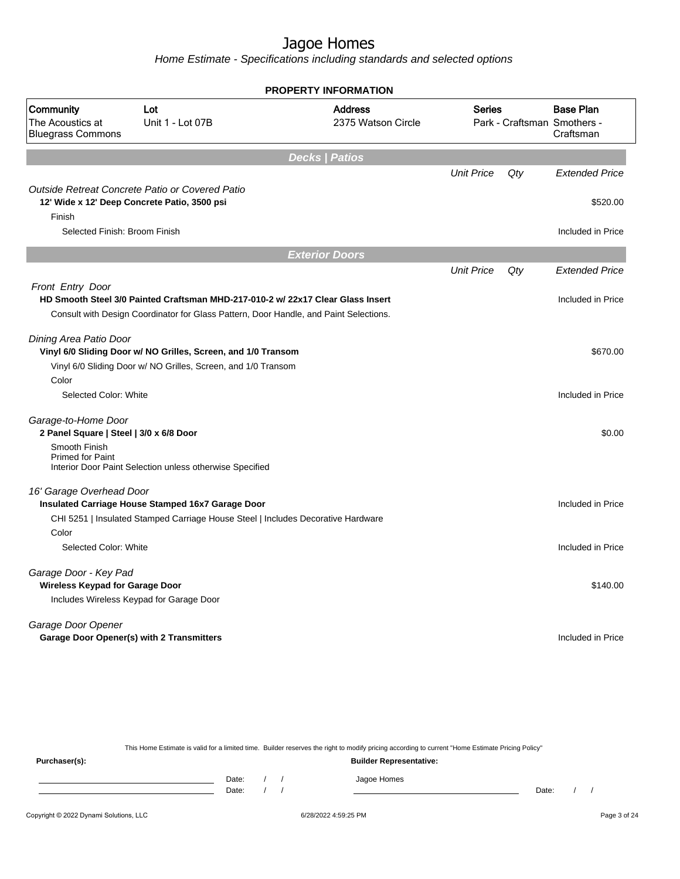# Jagoe Homes

*Home Estimate - Specifications including standards and selected options*

**PROPERTY INFORMATION**

| Community | Lot | Address | Series | Base Plan |
|---|---|---|---|---|
| The Acoustics at Bluegrass Commons | Unit 1 - Lot 07B | 2375 Watson Circle | Park - Craftsman | Smothers - Craftsman |

## Decks | Patios

| | Unit Price | Qty | Extended Price |
|---|---|---|---|
| *Outside Retreat Concrete Patio or Covered Patio* | | | |
| **12' Wide x 12' Deep Concrete Patio, 3500 psi** | | | $520.00 |
| Finish | | | |
| Selected Finish: Broom Finish | | | Included in Price |

## Exterior Doors

| | Unit Price | Qty | Extended Price |
|---|---|---|---|
| *Front Entry Door* | | | |
| **HD Smooth Steel 3/0 Painted Craftsman MHD-217-010-2 w/ 22x17 Clear Glass Insert** | | | Included in Price |
| Consult with Design Coordinator for Glass Pattern, Door Handle, and Paint Selections. | | | |
| *Dining Area Patio Door* | | | |
| **Vinyl 6/0 Sliding Door w/ NO Grilles, Screen, and 1/0 Transom** | | | $670.00 |
| Vinyl 6/0 Sliding Door w/ NO Grilles, Screen, and 1/0 Transom | | | |
| Color | | | |
| Selected Color: White | | | Included in Price |
| *Garage-to-Home Door* | | | |
| **2 Panel Square \| Steel \| 3/0 x 6/8 Door** | | | $0.00 |
| Smooth Finish<br>Primed for Paint<br>Interior Door Paint Selection unless otherwise Specified | | | |
| *16' Garage Overhead Door* | | | |
| **Insulated Carriage House Stamped 16x7 Garage Door** | | | Included in Price |
| CHI 5251 \| Insulated Stamped Carriage House Steel \| Includes Decorative Hardware | | | |
| Color | | | |
| Selected Color: White | | | Included in Price |
| *Garage Door - Key Pad* | | | |
| **Wireless Keypad for Garage Door** | | | $140.00 |
| Includes Wireless Keypad for Garage Door | | | |
| *Garage Door Opener* | | | |
| **Garage Door Opener(s) with 2 Transmitters** | | | Included in Price |

This Home Estimate is valid for a limited time. Builder reserves the right to modify pricing according to current "Home Estimate Pricing Policy"

**Purchaser(s):**

Date: / /
Date: / /

**Builder Representative:**

Jagoe Homes

Date: / /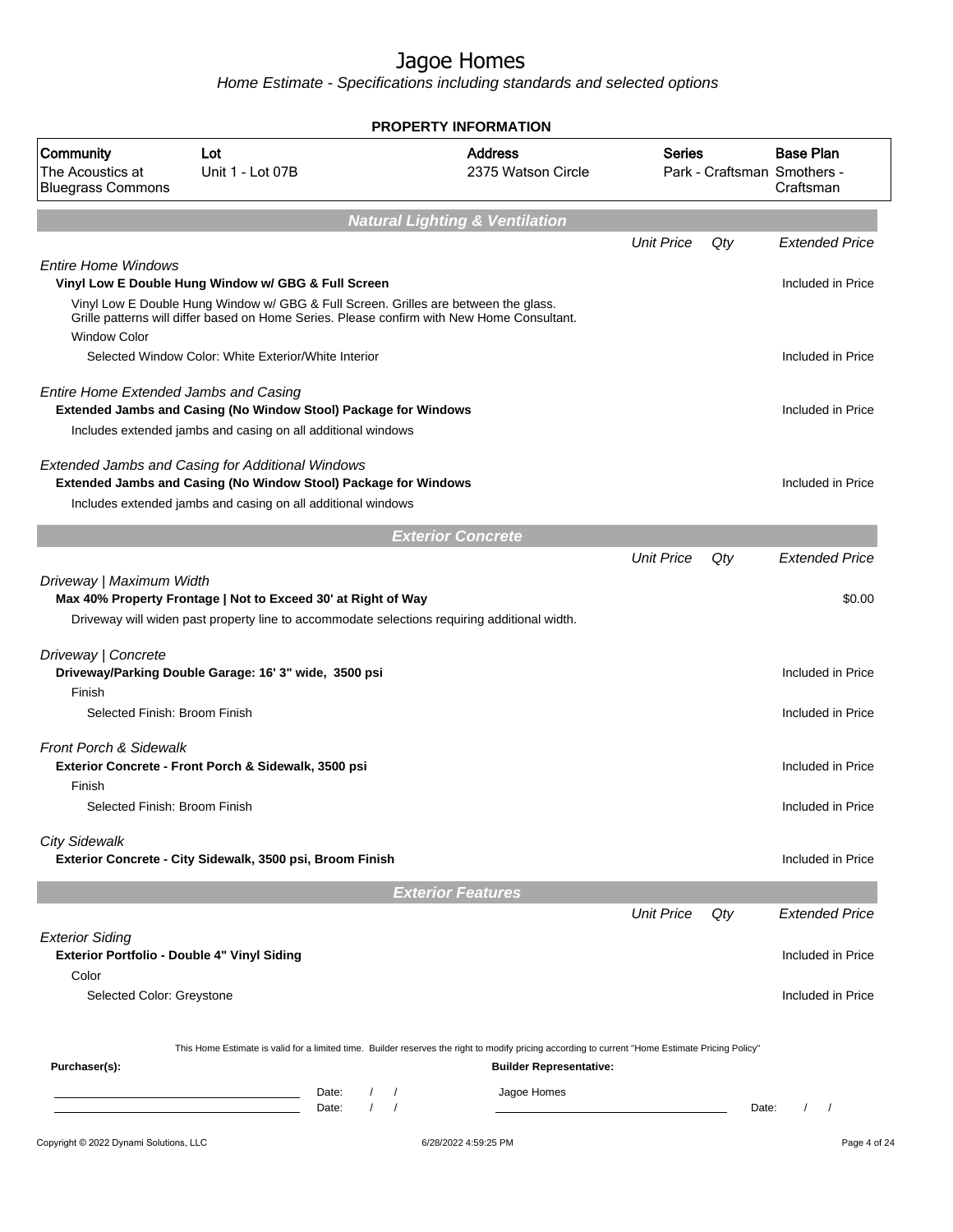# Jagoe Homes

*Home Estimate - Specifications including standards and selected options*

**PROPERTY INFORMATION**

| Community | Lot | Address | Series | Base Plan |
|---|---|---|---|---|
| The Acoustics at Bluegrass Commons | Unit 1 - Lot 07B | 2375 Watson Circle | Park - Craftsman | Smothers - Craftsman |

## Natural Lighting & Ventilation

| | Unit Price | Qty | Extended Price |
|---|---|---|---|
| *Entire Home Windows* | | | |
| **Vinyl Low E Double Hung Window w/ GBG & Full Screen** | | | Included in Price |
| Vinyl Low E Double Hung Window w/ GBG & Full Screen. Grilles are between the glass. Grille patterns will differ based on Home Series. Please confirm with New Home Consultant. | | | |
| Window Color | | | |
| Selected Window Color: White Exterior/White Interior | | | Included in Price |
| *Entire Home Extended Jambs and Casing* | | | |
| **Extended Jambs and Casing (No Window Stool) Package for Windows** | | | Included in Price |
| Includes extended jambs and casing on all additional windows | | | |
| *Extended Jambs and Casing for Additional Windows* | | | |
| **Extended Jambs and Casing (No Window Stool) Package for Windows** | | | Included in Price |
| Includes extended jambs and casing on all additional windows | | | |

## Exterior Concrete

| | Unit Price | Qty | Extended Price |
|---|---|---|---|
| *Driveway \| Maximum Width* | | | |
| **Max 40% Property Frontage \| Not to Exceed 30' at Right of Way** | | | $0.00 |
| Driveway will widen past property line to accommodate selections requiring additional width. | | | |
| *Driveway \| Concrete* | | | |
| **Driveway/Parking Double Garage: 16' 3" wide, 3500 psi** | | | Included in Price |
| Finish | | | |
| Selected Finish: Broom Finish | | | Included in Price |
| *Front Porch & Sidewalk* | | | |
| **Exterior Concrete - Front Porch & Sidewalk, 3500 psi** | | | Included in Price |
| Finish | | | |
| Selected Finish: Broom Finish | | | Included in Price |
| *City Sidewalk* | | | |
| **Exterior Concrete - City Sidewalk, 3500 psi, Broom Finish** | | | Included in Price |

## Exterior Features

| | Unit Price | Qty | Extended Price |
|---|---|---|---|
| *Exterior Siding* | | | |
| **Exterior Portfolio - Double 4" Vinyl Siding** | | | Included in Price |
| Color | | | |
| Selected Color: Greystone | | | Included in Price |

This Home Estimate is valid for a limited time. Builder reserves the right to modify pricing according to current "Home Estimate Pricing Policy"

**Purchaser(s):**

Date: / /

Date: / /

**Builder Representative:**

Jagoe Homes

Date: / /

Copyright © 2022 Dynami Solutions, LLC 6/28/2022 4:59:25 PM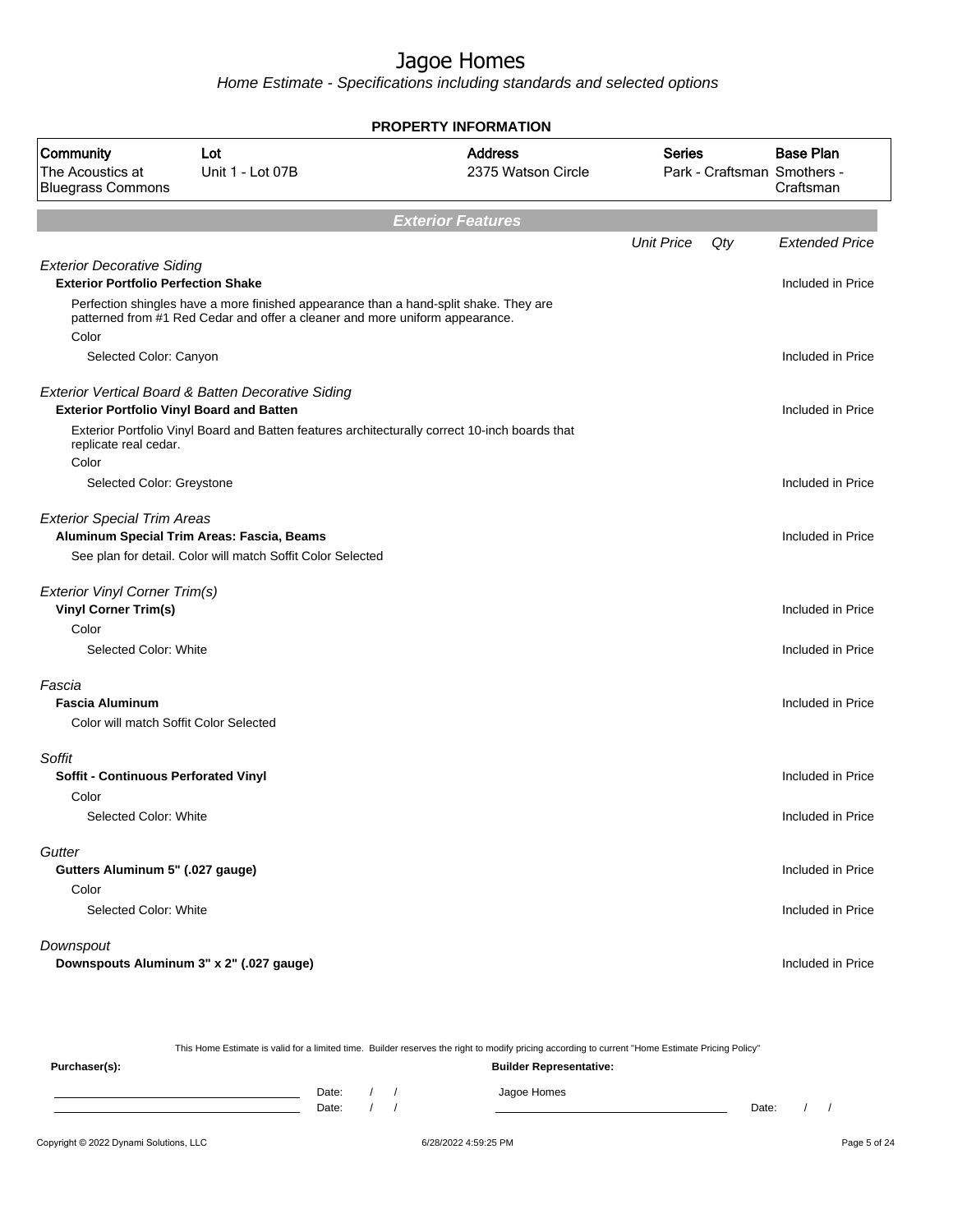# Jagoe Homes

*Home Estimate - Specifications including standards and selected options*

**PROPERTY INFORMATION**

| Community | Lot | Address | Series | Base Plan |
|---|---|---|---|---|
| The Acoustics at Bluegrass Commons | Unit 1 - Lot 07B | 2375 Watson Circle | Park - Craftsman | Smothers - Craftsman |

## Exterior Features

| | Unit Price | Qty | Extended Price |
|---|---|---|---|
| *Exterior Decorative Siding* | | | |
| **Exterior Portfolio Perfection Shake** | | | Included in Price |
| Perfection shingles have a more finished appearance than a hand-split shake. They are patterned from #1 Red Cedar and offer a cleaner and more uniform appearance. | | | |
| Color | | | |
| Selected Color: Canyon | | | Included in Price |
| *Exterior Vertical Board & Batten Decorative Siding* | | | |
| **Exterior Portfolio Vinyl Board and Batten** | | | Included in Price |
| Exterior Portfolio Vinyl Board and Batten features architecturally correct 10-inch boards that replicate real cedar. | | | |
| Color | | | |
| Selected Color: Greystone | | | Included in Price |
| *Exterior Special Trim Areas* | | | |
| **Aluminum Special Trim Areas: Fascia, Beams** | | | Included in Price |
| See plan for detail. Color will match Soffit Color Selected | | | |
| *Exterior Vinyl Corner Trim(s)* | | | |
| **Vinyl Corner Trim(s)** | | | Included in Price |
| Color | | | |
| Selected Color: White | | | Included in Price |
| *Fascia* | | | |
| **Fascia Aluminum** | | | Included in Price |
| Color will match Soffit Color Selected | | | |
| *Soffit* | | | |
| **Soffit - Continuous Perforated Vinyl** | | | Included in Price |
| Color | | | |
| Selected Color: White | | | Included in Price |
| *Gutter* | | | |
| **Gutters Aluminum 5" (.027 gauge)** | | | Included in Price |
| Color | | | |
| Selected Color: White | | | Included in Price |
| *Downspout* | | | |
| **Downspouts Aluminum 3" x 2" (.027 gauge)** | | | Included in Price |

This Home Estimate is valid for a limited time. Builder reserves the right to modify pricing according to current "Home Estimate Pricing Policy"

**Purchaser(s):**

Date: / /

Date: / /

**Builder Representative:**

Jagoe Homes

Date: / /

Copyright © 2022 Dynami Solutions, LLC

6/28/2022 4:59:25 PM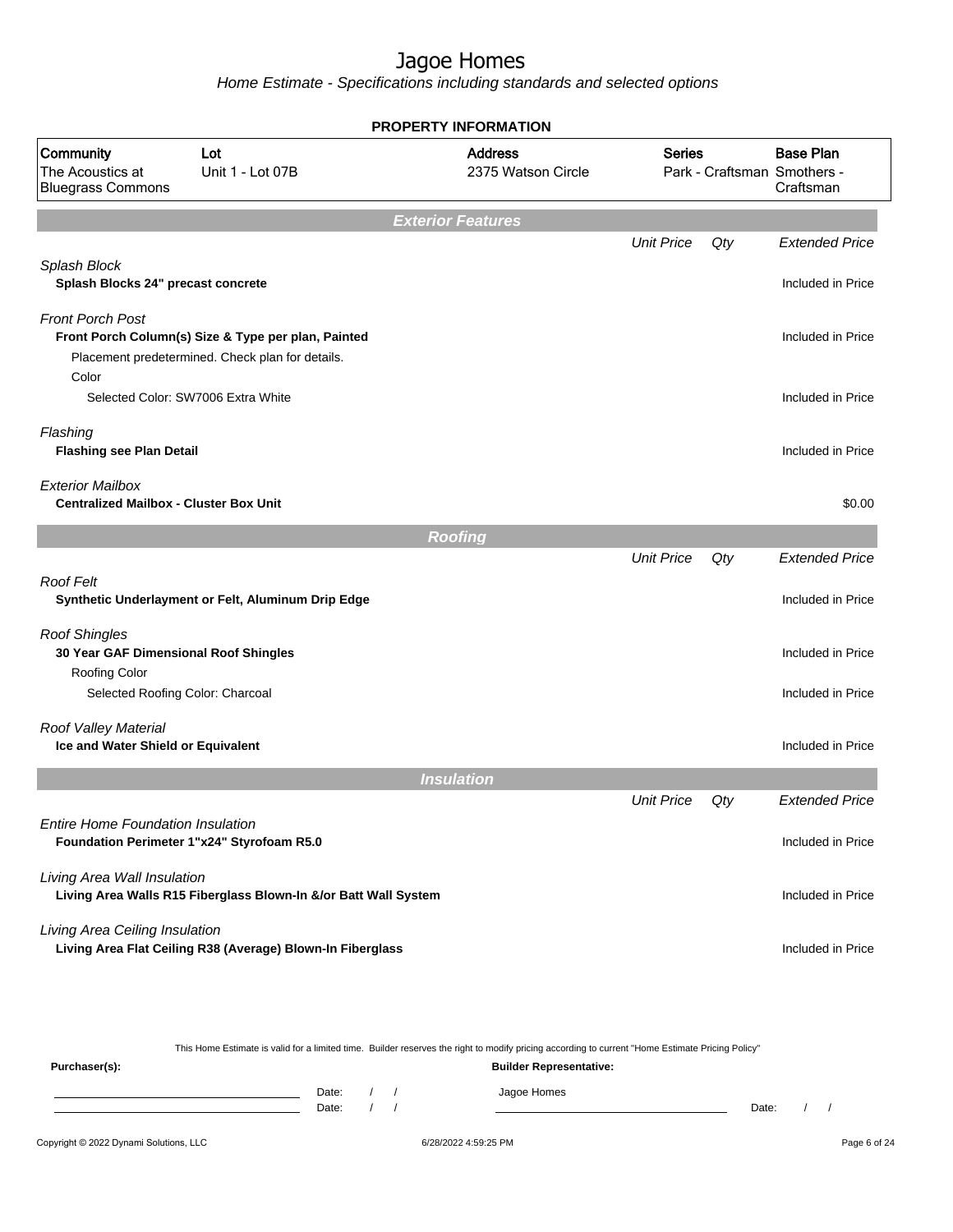# Jagoe Homes

*Home Estimate - Specifications including standards and selected options*

## PROPERTY INFORMATION

| Community | Lot | Address | Series | Base Plan |
|---|---|---|---|---|
| The Acoustics at Bluegrass Commons | Unit 1 - Lot 07B | 2375 Watson Circle | Park - Craftsman | Smothers - Craftsman |

## Exterior Features

| | Unit Price | Qty | Extended Price |
|---|---|---|---|
| *Splash Block* | | | |
| **Splash Blocks 24" precast concrete** | | | Included in Price |
| *Front Porch Post* | | | |
| **Front Porch Column(s) Size & Type per plan, Painted** | | | Included in Price |
| Placement predetermined. Check plan for details. | | | |
| Color | | | |
| Selected Color: SW7006 Extra White | | | Included in Price |
| *Flashing* | | | |
| **Flashing see Plan Detail** | | | Included in Price |
| *Exterior Mailbox* | | | |
| **Centralized Mailbox - Cluster Box Unit** | | | $0.00 |

## Roofing

| | Unit Price | Qty | Extended Price |
|---|---|---|---|
| *Roof Felt* | | | |
| **Synthetic Underlayment or Felt, Aluminum Drip Edge** | | | Included in Price |
| *Roof Shingles* | | | |
| **30 Year GAF Dimensional Roof Shingles** | | | Included in Price |
| Roofing Color | | | |
| Selected Roofing Color: Charcoal | | | Included in Price |
| *Roof Valley Material* | | | |
| **Ice and Water Shield or Equivalent** | | | Included in Price |

## Insulation

| | Unit Price | Qty | Extended Price |
|---|---|---|---|
| *Entire Home Foundation Insulation* | | | |
| **Foundation Perimeter 1"x24" Styrofoam R5.0** | | | Included in Price |
| *Living Area Wall Insulation* | | | |
| **Living Area Walls R15 Fiberglass Blown-In &/or Batt Wall System** | | | Included in Price |
| *Living Area Ceiling Insulation* | | | |
| **Living Area Flat Ceiling R38 (Average) Blown-In Fiberglass** | | | Included in Price |

This Home Estimate is valid for a limited time. Builder reserves the right to modify pricing according to current "Home Estimate Pricing Policy"

**Purchaser(s):**

Date: / /

Date: / /

**Builder Representative:**

Jagoe Homes

Date: / /

Copyright © 2022 Dynami Solutions, LLC — 6/28/2022 4:59:25 PM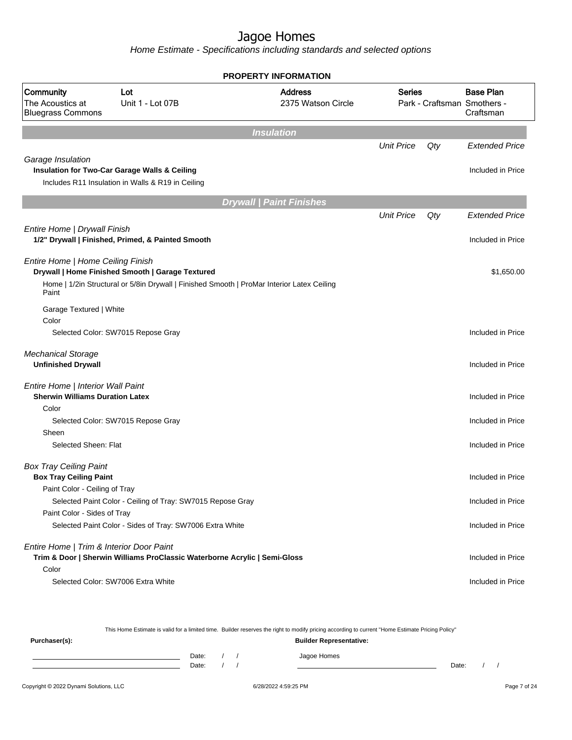# Jagoe Homes

*Home Estimate - Specifications including standards and selected options*

## PROPERTY INFORMATION

| Community | Lot | Address | Series | Base Plan |
|---|---|---|---|---|
| The Acoustics at Bluegrass Commons | Unit 1 - Lot 07B | 2375 Watson Circle | Park - Craftsman | Smothers - Craftsman |

## Insulation

| | Unit Price | Qty | Extended Price |
|---|---|---|---|
| *Garage Insulation* | | | |
| **Insulation for Two-Car Garage Walls & Ceiling** | | | Included in Price |
| Includes R11 Insulation in Walls & R19 in Ceiling | | | |

## Drywall | Paint Finishes

| | Unit Price | Qty | Extended Price |
|---|---|---|---|
| *Entire Home \| Drywall Finish* | | | |
| **1/2" Drywall \| Finished, Primed, & Painted Smooth** | | | Included in Price |
| *Entire Home \| Home Ceiling Finish* | | | |
| **Drywall \| Home Finished Smooth \| Garage Textured** | | | $1,650.00 |
| Home \| 1/2in Structural or 5/8in Drywall \| Finished Smooth \| ProMar Interior Latex Ceiling Paint | | | |
| Garage Textured \| White | | | |
| Color | | | |
| Selected Color: SW7015 Repose Gray | | | Included in Price |
| *Mechanical Storage* | | | |
| **Unfinished Drywall** | | | Included in Price |
| *Entire Home \| Interior Wall Paint* | | | |
| **Sherwin Williams Duration Latex** | | | Included in Price |
| Color | | | |
| Selected Color: SW7015 Repose Gray | | | Included in Price |
| Sheen | | | |
| Selected Sheen: Flat | | | Included in Price |
| *Box Tray Ceiling Paint* | | | |
| **Box Tray Ceiling Paint** | | | Included in Price |
| Paint Color - Ceiling of Tray | | | |
| Selected Paint Color - Ceiling of Tray: SW7015 Repose Gray | | | Included in Price |
| Paint Color - Sides of Tray | | | |
| Selected Paint Color - Sides of Tray: SW7006 Extra White | | | Included in Price |
| *Entire Home \| Trim & Interior Door Paint* | | | |
| **Trim & Door \| Sherwin Williams ProClassic Waterborne Acrylic \| Semi-Gloss** | | | Included in Price |
| Color | | | |
| Selected Color: SW7006 Extra White | | | Included in Price |

This Home Estimate is valid for a limited time. Builder reserves the right to modify pricing according to current "Home Estimate Pricing Policy"

**Purchaser(s):**

Date: / /

Date: / /

**Builder Representative:**

Jagoe Homes

Date: / /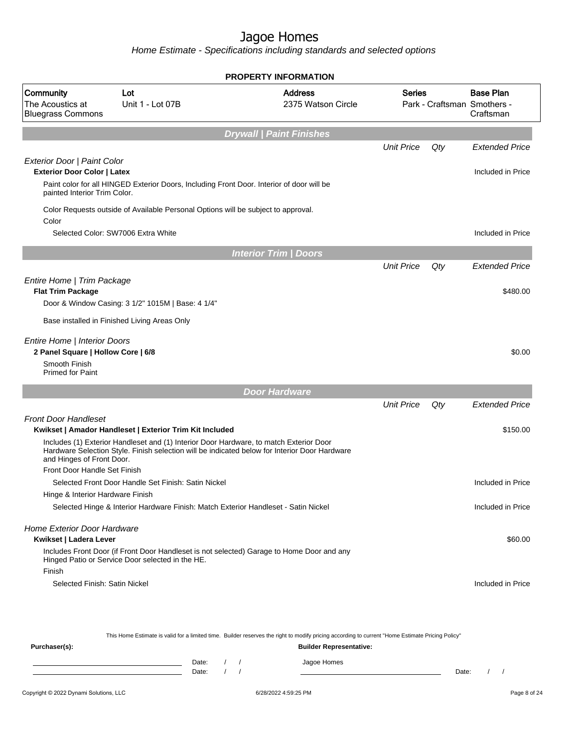# Jagoe Homes

*Home Estimate - Specifications including standards and selected options*

**PROPERTY INFORMATION**

| Community | Lot | Address | Series | Base Plan |
|---|---|---|---|---|
| The Acoustics at Bluegrass Commons | Unit 1 - Lot 07B | 2375 Watson Circle | Park - Craftsman | Smothers - Craftsman |

## Drywall | Paint Finishes

| | Unit Price | Qty | Extended Price |
|---|---|---|---|
| *Exterior Door \| Paint Color* | | | |
| **Exterior Door Color \| Latex** | | | Included in Price |
| Paint color for all HINGED Exterior Doors, Including Front Door. Interior of door will be painted Interior Trim Color. | | | |
| Color Requests outside of Available Personal Options will be subject to approval. | | | |
| Color | | | |
| Selected Color: SW7006 Extra White | | | Included in Price |

## Interior Trim | Doors

| | Unit Price | Qty | Extended Price |
|---|---|---|---|
| *Entire Home \| Trim Package* | | | |
| **Flat Trim Package** | | | $480.00 |
| Door & Window Casing: 3 1/2" 1015M \| Base: 4 1/4" | | | |
| Base installed in Finished Living Areas Only | | | |
| *Entire Home \| Interior Doors* | | | |
| **2 Panel Square \| Hollow Core \| 6/8** | | | $0.00 |
| Smooth Finish<br>Primed for Paint | | | |

## Door Hardware

| | Unit Price | Qty | Extended Price |
|---|---|---|---|
| *Front Door Handleset* | | | |
| **Kwikset \| Amador Handleset \| Exterior Trim Kit Included** | | | $150.00 |
| Includes (1) Exterior Handleset and (1) Interior Door Hardware, to match Exterior Door Hardware Selection Style. Finish selection will be indicated below for Interior Door Hardware and Hinges of Front Door. | | | |
| Front Door Handle Set Finish | | | |
| Selected Front Door Handle Set Finish: Satin Nickel | | | Included in Price |
| Hinge & Interior Hardware Finish | | | |
| Selected Hinge & Interior Hardware Finish: Match Exterior Handleset - Satin Nickel | | | Included in Price |
| *Home Exterior Door Hardware* | | | |
| **Kwikset \| Ladera Lever** | | | $60.00 |
| Includes Front Door (if Front Door Handleset is not selected) Garage to Home Door and any Hinged Patio or Service Door selected in the HE. | | | |
| Finish | | | |
| Selected Finish: Satin Nickel | | | Included in Price |

This Home Estimate is valid for a limited time. Builder reserves the right to modify pricing according to current "Home Estimate Pricing Policy"

**Purchaser(s):** | **Builder Representative:** Jagoe Homes

Date: / / 
Date: / / 
Date: / /

Copyright © 2022 Dynami Solutions, LLC | 6/28/2022 4:59:25 PM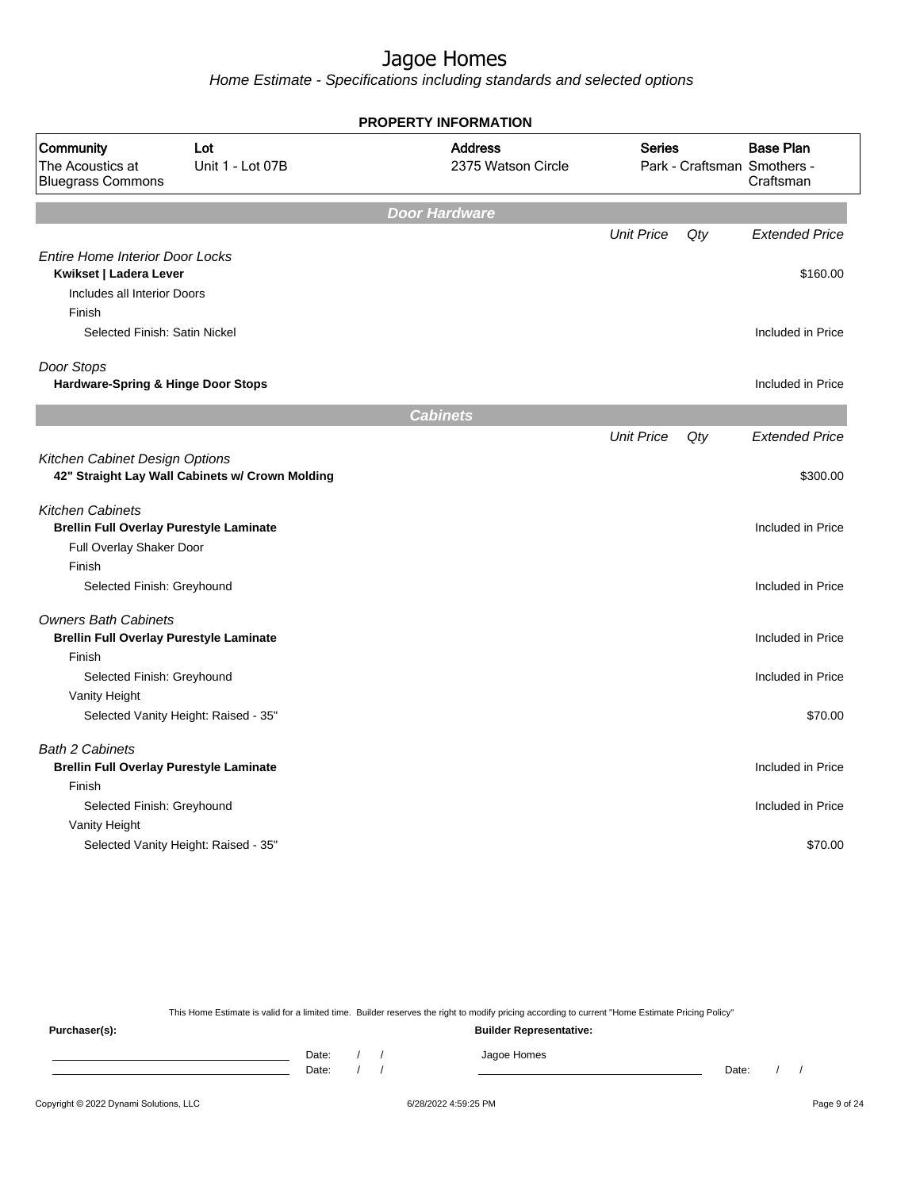# Jagoe Homes

*Home Estimate - Specifications including standards and selected options*

**PROPERTY INFORMATION**

| Community | Lot | Address | Series | Base Plan |
|---|---|---|---|---|
| The Acoustics at Bluegrass Commons | Unit 1 - Lot 07B | 2375 Watson Circle | Park - Craftsman | Smothers - Craftsman |

## Door Hardware

| | Unit Price | Qty | Extended Price |
|---|---|---|---|
| *Entire Home Interior Door Locks* | | | |
| **Kwikset \| Ladera Lever** | | | $160.00 |
| Includes all Interior Doors | | | |
| Finish | | | |
| Selected Finish: Satin Nickel | | | Included in Price |
| *Door Stops* | | | |
| **Hardware-Spring & Hinge Door Stops** | | | Included in Price |

## Cabinets

| | Unit Price | Qty | Extended Price |
|---|---|---|---|
| *Kitchen Cabinet Design Options* | | | |
| **42" Straight Lay Wall Cabinets w/ Crown Molding** | | | $300.00 |
| *Kitchen Cabinets* | | | |
| **Brellin Full Overlay Purestyle Laminate** | | | Included in Price |
| Full Overlay Shaker Door | | | |
| Finish | | | |
| Selected Finish: Greyhound | | | Included in Price |
| *Owners Bath Cabinets* | | | |
| **Brellin Full Overlay Purestyle Laminate** | | | Included in Price |
| Finish | | | |
| Selected Finish: Greyhound | | | Included in Price |
| Vanity Height | | | |
| Selected Vanity Height: Raised - 35" | | | $70.00 |
| *Bath 2 Cabinets* | | | |
| **Brellin Full Overlay Purestyle Laminate** | | | Included in Price |
| Finish | | | |
| Selected Finish: Greyhound | | | Included in Price |
| Vanity Height | | | |
| Selected Vanity Height: Raised - 35" | | | $70.00 |

This Home Estimate is valid for a limited time. Builder reserves the right to modify pricing according to current "Home Estimate Pricing Policy"

**Purchaser(s):** Date: / / Date: / /

**Builder Representative:** Jagoe Homes Date: / /

Copyright © 2022 Dynami Solutions, LLC 6/28/2022 4:59:25 PM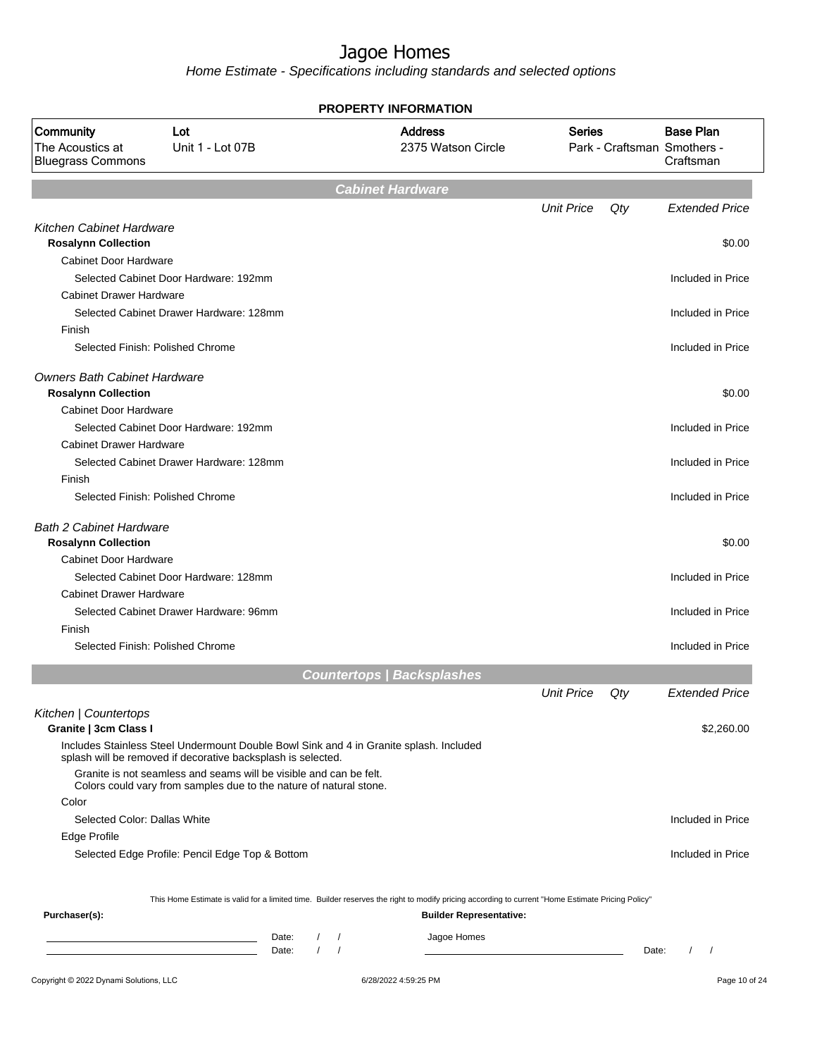# Jagoe Homes

Home Estimate - Specifications including standards and selected options

**PROPERTY INFORMATION**

| Community | Lot | Address | Series | Base Plan |
|---|---|---|---|---|
| The Acoustics at Bluegrass Commons | Unit 1 - Lot 07B | 2375 Watson Circle | Park - Craftsman | Smothers - Craftsman |

## Cabinet Hardware

| | Unit Price | Qty | Extended Price |
|---|---|---|---|
| *Kitchen Cabinet Hardware* | | | |
| **Rosalynn Collection** | | | $0.00 |
| Cabinet Door Hardware | | | |
| Selected Cabinet Door Hardware: 192mm | | | Included in Price |
| Cabinet Drawer Hardware | | | |
| Selected Cabinet Drawer Hardware: 128mm | | | Included in Price |
| Finish | | | |
| Selected Finish: Polished Chrome | | | Included in Price |
| *Owners Bath Cabinet Hardware* | | | |
| **Rosalynn Collection** | | | $0.00 |
| Cabinet Door Hardware | | | |
| Selected Cabinet Door Hardware: 192mm | | | Included in Price |
| Cabinet Drawer Hardware | | | |
| Selected Cabinet Drawer Hardware: 128mm | | | Included in Price |
| Finish | | | |
| Selected Finish: Polished Chrome | | | Included in Price |
| *Bath 2 Cabinet Hardware* | | | |
| **Rosalynn Collection** | | | $0.00 |
| Cabinet Door Hardware | | | |
| Selected Cabinet Door Hardware: 128mm | | | Included in Price |
| Cabinet Drawer Hardware | | | |
| Selected Cabinet Drawer Hardware: 96mm | | | Included in Price |
| Finish | | | |
| Selected Finish: Polished Chrome | | | Included in Price |

## Countertops | Backsplashes

| | Unit Price | Qty | Extended Price |
|---|---|---|---|
| *Kitchen \| Countertops* | | | |
| **Granite \| 3cm Class I** | | | $2,260.00 |
| Includes Stainless Steel Undermount Double Bowl Sink and 4 in Granite splash. Included splash will be removed if decorative backsplash is selected. | | | |
| Granite is not seamless and seams will be visible and can be felt. Colors could vary from samples due to the nature of natural stone. | | | |
| Color | | | |
| Selected Color: Dallas White | | | Included in Price |
| Edge Profile | | | |
| Selected Edge Profile: Pencil Edge Top & Bottom | | | Included in Price |

This Home Estimate is valid for a limited time. Builder reserves the right to modify pricing according to current "Home Estimate Pricing Policy"

**Purchaser(s):** **Builder Representative:**

Date: / / Jagoe Homes

Date: / / Date: / /

Copyright © 2022 Dynami Solutions, LLC 6/28/2022 4:59:25 PM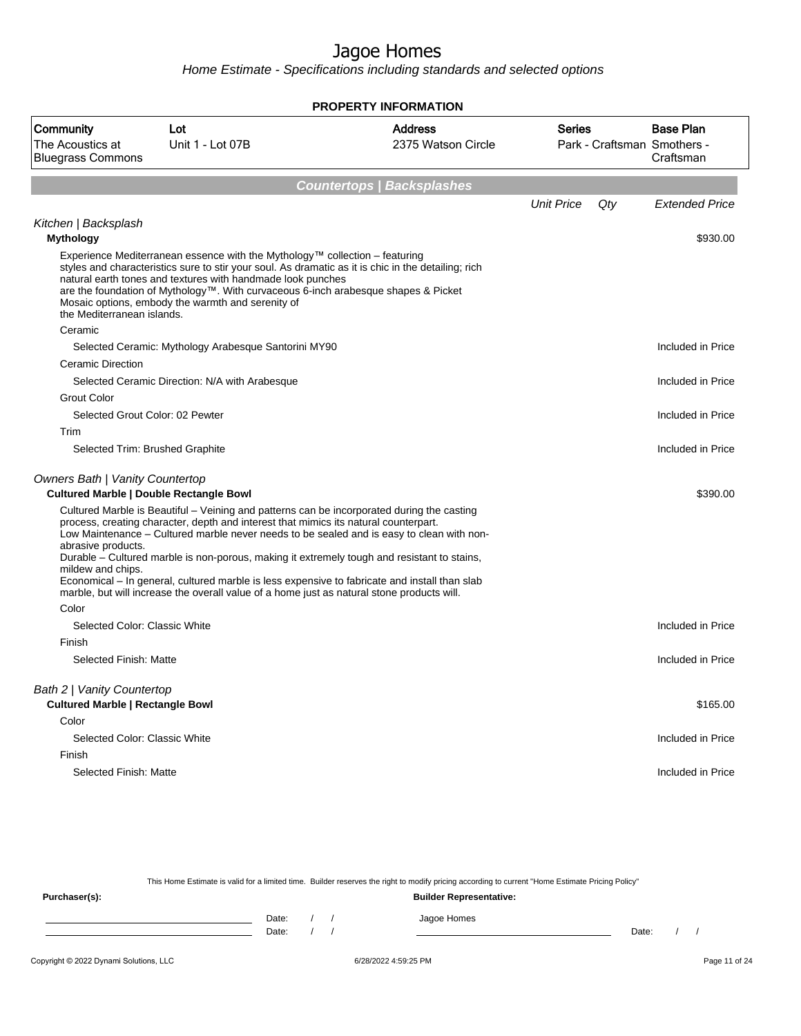# Jagoe Homes

Home Estimate - Specifications including standards and selected options

**PROPERTY INFORMATION**

| Community | Lot | Address | Series | Base Plan |
|---|---|---|---|---|
| The Acoustics at Bluegrass Commons | Unit 1 - Lot 07B | 2375 Watson Circle | Park - Craftsman | Smothers - Craftsman |

## Countertops | Backsplashes

| | Unit Price | Qty | Extended Price |
|---|---|---|---|
| *Kitchen \| Backsplash* | | | |
| **Mythology** | | | $930.00 |
| Experience Mediterranean essence with the Mythology™ collection – featuring styles and characteristics sure to stir your soul. As dramatic as it is chic in the detailing; rich natural earth tones and textures with handmade look punches are the foundation of Mythology™. With curvaceous 6-inch arabesque shapes & Picket Mosaic options, embody the warmth and serenity of the Mediterranean islands. | | | |
| Ceramic | | | |
| Selected Ceramic: Mythology Arabesque Santorini MY90 | | | Included in Price |
| Ceramic Direction | | | |
| Selected Ceramic Direction: N/A with Arabesque | | | Included in Price |
| Grout Color | | | |
| Selected Grout Color: 02 Pewter | | | Included in Price |
| Trim | | | |
| Selected Trim: Brushed Graphite | | | Included in Price |
| *Owners Bath \| Vanity Countertop* | | | |
| **Cultured Marble \| Double Rectangle Bowl** | | | $390.00 |
| Cultured Marble is Beautiful – Veining and patterns can be incorporated during the casting process, creating character, depth and interest that mimics its natural counterpart. Low Maintenance – Cultured marble never needs to be sealed and is easy to clean with non-abrasive products. Durable – Cultured marble is non-porous, making it extremely tough and resistant to stains, mildew and chips. Economical – In general, cultured marble is less expensive to fabricate and install than slab marble, but will increase the overall value of a home just as natural stone products will. | | | |
| Color | | | |
| Selected Color: Classic White | | | Included in Price |
| Finish | | | |
| Selected Finish: Matte | | | Included in Price |
| *Bath 2 \| Vanity Countertop* | | | |
| **Cultured Marble \| Rectangle Bowl** | | | $165.00 |
| Color | | | |
| Selected Color: Classic White | | | Included in Price |
| Finish | | | |
| Selected Finish: Matte | | | Included in Price |

This Home Estimate is valid for a limited time. Builder reserves the right to modify pricing according to current "Home Estimate Pricing Policy"

**Purchaser(s):** **Builder Representative:**

Date: / /  
Date: / /

Jagoe Homes

Date: / /

Copyright © 2022 Dynami Solutions, LLC 6/28/2022 4:59:25 PM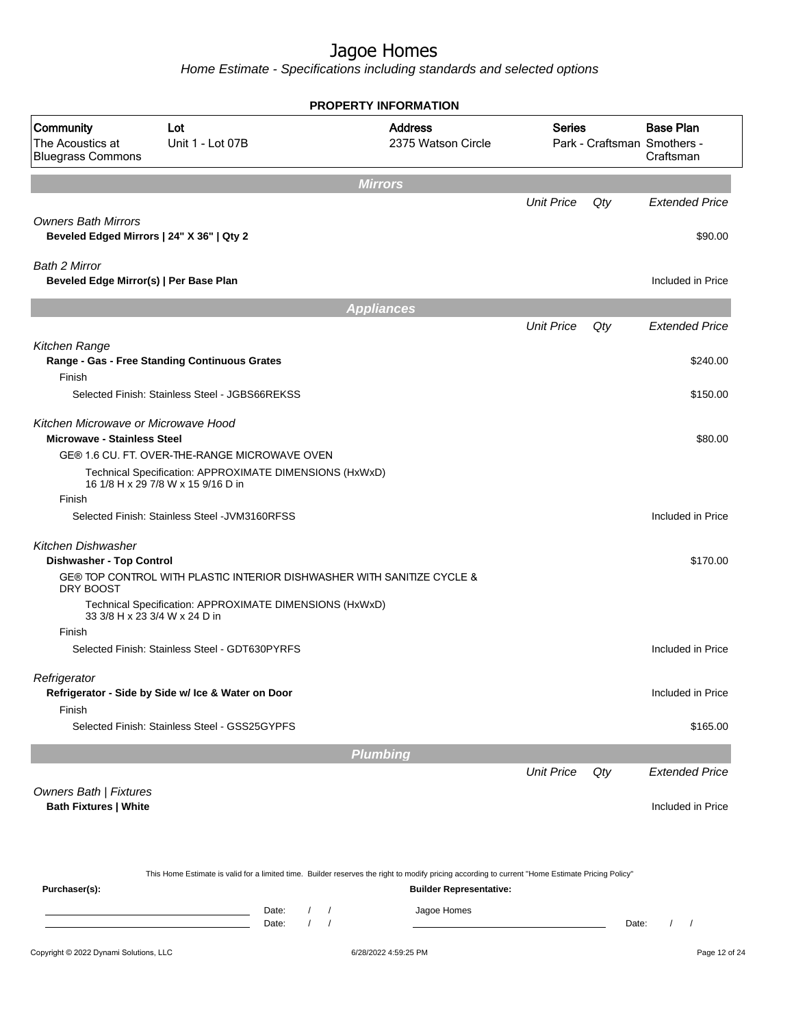# Jagoe Homes

*Home Estimate - Specifications including standards and selected options*

**PROPERTY INFORMATION**

| Community | Lot | Address | Series | Base Plan |
|---|---|---|---|---|
| The Acoustics at Bluegrass Commons | Unit 1 - Lot 07B | 2375 Watson Circle | Park - Craftsman | Smothers - Craftsman |

## Mirrors

| | Unit Price | Qty | Extended Price |
|---|---|---|---|
| *Owners Bath Mirrors* | | | |
| **Beveled Edged Mirrors \| 24" X 36" \| Qty 2** | | | $90.00 |
| *Bath 2 Mirror* | | | |
| **Beveled Edge Mirror(s) \| Per Base Plan** | | | Included in Price |

## Appliances

| | Unit Price | Qty | Extended Price |
|---|---|---|---|
| *Kitchen Range* | | | |
| **Range - Gas - Free Standing Continuous Grates** | | | $240.00 |
| Finish | | | |
| Selected Finish: Stainless Steel - JGBS66REKSS | | | $150.00 |
| *Kitchen Microwave or Microwave Hood* | | | |
| **Microwave - Stainless Steel** | | | $80.00 |
| GE® 1.6 CU. FT. OVER-THE-RANGE MICROWAVE OVEN | | | |
| Technical Specification: APPROXIMATE DIMENSIONS (HxWxD) 16 1/8 H x 29 7/8 W x 15 9/16 D in | | | |
| Finish | | | |
| Selected Finish: Stainless Steel -JVM3160RFSS | | | Included in Price |
| *Kitchen Dishwasher* | | | |
| **Dishwasher - Top Control** | | | $170.00 |
| GE® TOP CONTROL WITH PLASTIC INTERIOR DISHWASHER WITH SANITIZE CYCLE & DRY BOOST | | | |
| Technical Specification: APPROXIMATE DIMENSIONS (HxWxD) 33 3/8 H x 23 3/4 W x 24 D in | | | |
| Finish | | | |
| Selected Finish: Stainless Steel - GDT630PYRFS | | | Included in Price |
| *Refrigerator* | | | |
| **Refrigerator - Side by Side w/ Ice & Water on Door** | | | Included in Price |
| Finish | | | |
| Selected Finish: Stainless Steel - GSS25GYPFS | | | $165.00 |

## Plumbing

| | Unit Price | Qty | Extended Price |
|---|---|---|---|
| *Owners Bath \| Fixtures* | | | |
| **Bath Fixtures \| White** | | | Included in Price |

This Home Estimate is valid for a limited time. Builder reserves the right to modify pricing according to current "Home Estimate Pricing Policy"

**Purchaser(s):**

Date: / /

Date: / /

**Builder Representative:**

Jagoe Homes

Date: / /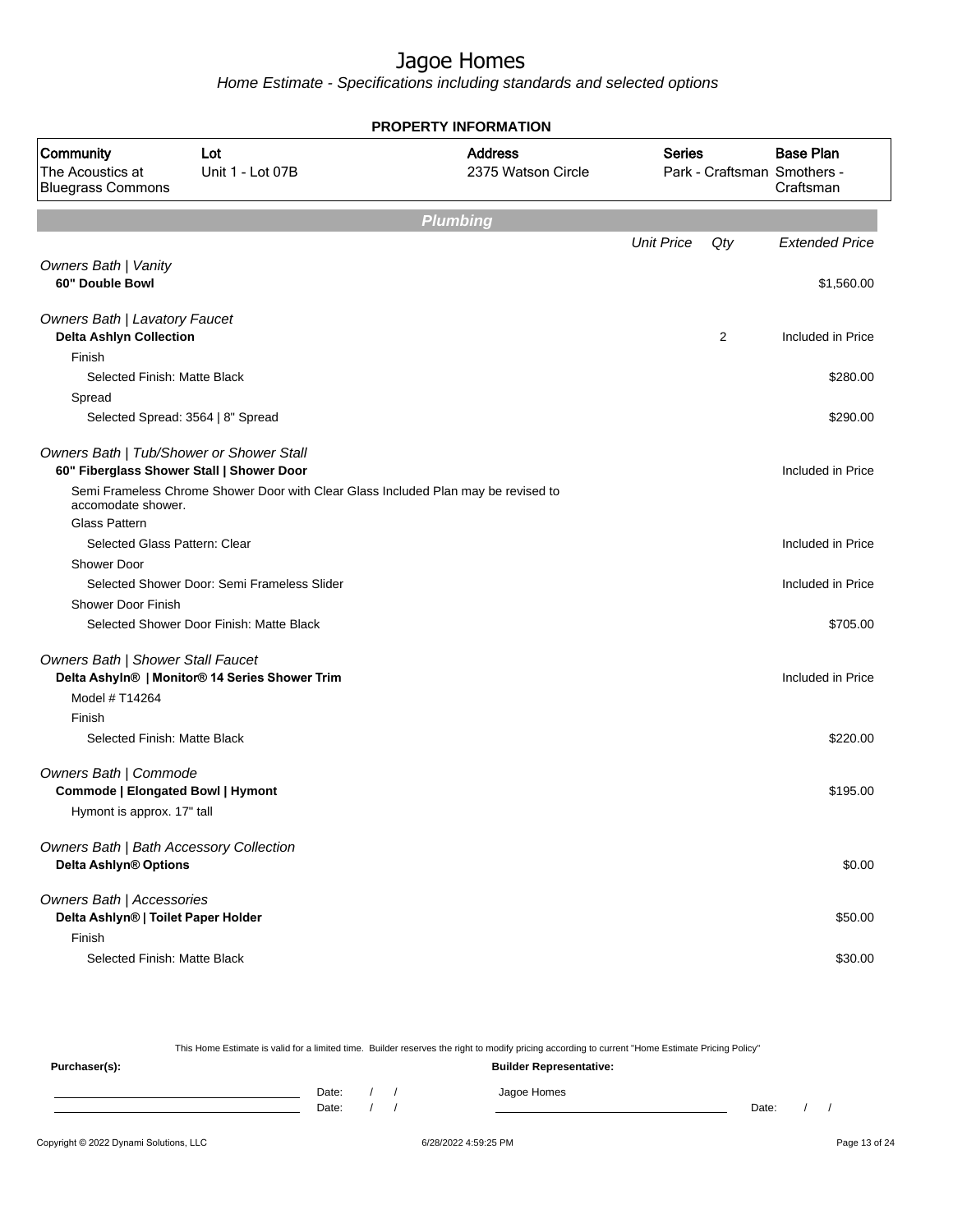# Jagoe Homes

*Home Estimate - Specifications including standards and selected options*

**PROPERTY INFORMATION**

| Community | Lot | Address | Series | Base Plan |
|---|---|---|---|---|
| The Acoustics at Bluegrass Commons | Unit 1 - Lot 07B | 2375 Watson Circle | Park - Craftsman | Smothers - Craftsman |

## Plumbing

| | Unit Price | Qty | Extended Price |
|---|---|---|---|
| *Owners Bath \| Vanity* | | | |
| **60" Double Bowl** | | | $1,560.00 |
| *Owners Bath \| Lavatory Faucet* | | | |
| **Delta Ashlyn Collection** | | 2 | Included in Price |
| Finish | | | |
| Selected Finish: Matte Black | | | $280.00 |
| Spread | | | |
| Selected Spread: 3564 \| 8" Spread | | | $290.00 |
| *Owners Bath \| Tub/Shower or Shower Stall* | | | |
| **60" Fiberglass Shower Stall \| Shower Door** | | | Included in Price |
| Semi Frameless Chrome Shower Door with Clear Glass Included Plan may be revised to accomodate shower. | | | |
| Glass Pattern | | | |
| Selected Glass Pattern: Clear | | | Included in Price |
| Shower Door | | | |
| Selected Shower Door: Semi Frameless Slider | | | Included in Price |
| Shower Door Finish | | | |
| Selected Shower Door Finish: Matte Black | | | $705.00 |
| *Owners Bath \| Shower Stall Faucet* | | | |
| **Delta Ashyln® \| Monitor® 14 Series Shower Trim** | | | Included in Price |
| Model # T14264 | | | |
| Finish | | | |
| Selected Finish: Matte Black | | | $220.00 |
| *Owners Bath \| Commode* | | | |
| **Commode \| Elongated Bowl \| Hymont** | | | $195.00 |
| Hymont is approx. 17" tall | | | |
| *Owners Bath \| Bath Accessory Collection* | | | |
| **Delta Ashlyn® Options** | | | $0.00 |
| *Owners Bath \| Accessories* | | | |
| **Delta Ashlyn® \| Toilet Paper Holder** | | | $50.00 |
| Finish | | | |
| Selected Finish: Matte Black | | | $30.00 |

This Home Estimate is valid for a limited time. Builder reserves the right to modify pricing according to current "Home Estimate Pricing Policy"

**Purchaser(s):** **Builder Representative:**

Date: / /    Jagoe Homes

Date: / /    Date: / /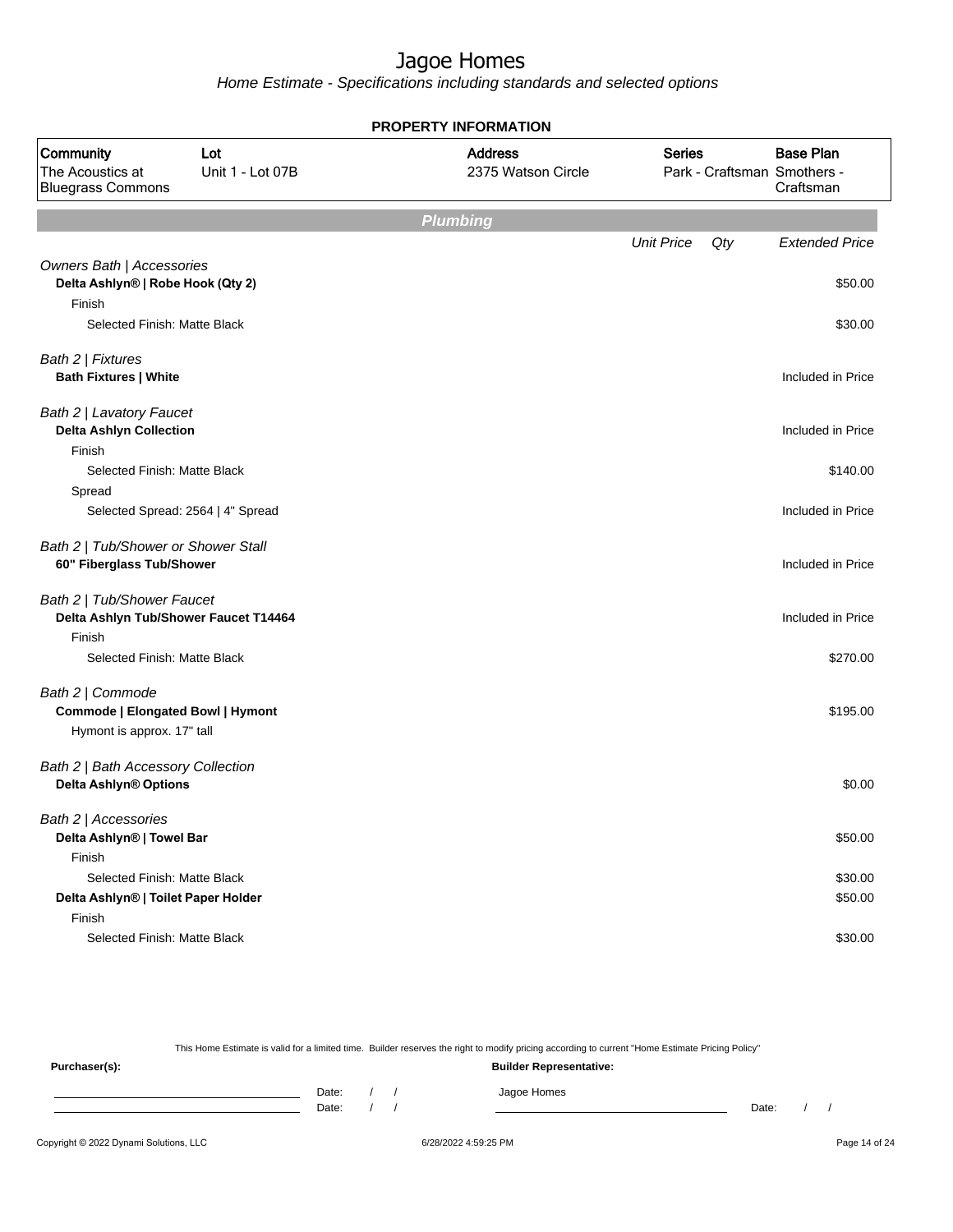# Jagoe Homes

*Home Estimate - Specifications including standards and selected options*

**PROPERTY INFORMATION**

| Community | Lot | Address | Series | Base Plan |
|---|---|---|---|---|
| The Acoustics at Bluegrass Commons | Unit 1 - Lot 07B | 2375 Watson Circle | Park - Craftsman | Smothers - Craftsman |

## Plumbing

| | Unit Price | Qty | Extended Price |
|---|---|---|---|
| *Owners Bath \| Accessories* | | | |
| **Delta Ashlyn® \| Robe Hook (Qty 2)** | | | $50.00 |
| Finish | | | |
| Selected Finish: Matte Black | | | $30.00 |
| *Bath 2 \| Fixtures* | | | |
| **Bath Fixtures \| White** | | | Included in Price |
| *Bath 2 \| Lavatory Faucet* | | | |
| **Delta Ashlyn Collection** | | | Included in Price |
| Finish | | | |
| Selected Finish: Matte Black | | | $140.00 |
| Spread | | | |
| Selected Spread: 2564 \| 4" Spread | | | Included in Price |
| *Bath 2 \| Tub/Shower or Shower Stall* | | | |
| **60" Fiberglass Tub/Shower** | | | Included in Price |
| *Bath 2 \| Tub/Shower Faucet* | | | |
| **Delta Ashlyn Tub/Shower Faucet T14464** | | | Included in Price |
| Finish | | | |
| Selected Finish: Matte Black | | | $270.00 |
| *Bath 2 \| Commode* | | | |
| **Commode \| Elongated Bowl \| Hymont** | | | $195.00 |
| Hymont is approx. 17" tall | | | |
| *Bath 2 \| Bath Accessory Collection* | | | |
| **Delta Ashlyn® Options** | | | $0.00 |
| *Bath 2 \| Accessories* | | | |
| **Delta Ashlyn® \| Towel Bar** | | | $50.00 |
| Finish | | | |
| Selected Finish: Matte Black | | | $30.00 |
| **Delta Ashlyn® \| Toilet Paper Holder** | | | $50.00 |
| Finish | | | |
| Selected Finish: Matte Black | | | $30.00 |

This Home Estimate is valid for a limited time. Builder reserves the right to modify pricing according to current "Home Estimate Pricing Policy"

**Purchaser(s):**

Date: / /

Date: / /

**Builder Representative:**

Jagoe Homes

Date: / /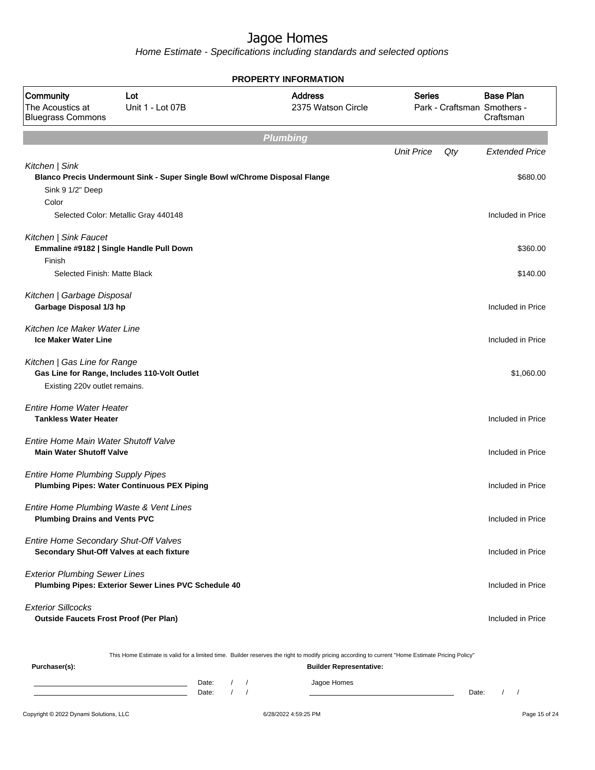# Jagoe Homes

*Home Estimate - Specifications including standards and selected options*

**PROPERTY INFORMATION**

| Community | Lot | Address | Series | Base Plan |
|---|---|---|---|---|
| The Acoustics at Bluegrass Commons | Unit 1 - Lot 07B | 2375 Watson Circle | Park - Craftsman | Smothers - Craftsman |

## Plumbing

| | Unit Price | Qty | Extended Price |
|---|---|---|---|
| *Kitchen \| Sink* | | | |
| **Blanco Precis Undermount Sink - Super Single Bowl w/Chrome Disposal Flange** | | | $680.00 |
| Sink 9 1/2" Deep | | | |
| Color | | | |
| Selected Color: Metallic Gray 440148 | | | Included in Price |
| *Kitchen \| Sink Faucet* | | | |
| **Emmaline #9182 \| Single Handle Pull Down** | | | $360.00 |
| Finish | | | |
| Selected Finish: Matte Black | | | $140.00 |
| *Kitchen \| Garbage Disposal* | | | |
| **Garbage Disposal 1/3 hp** | | | Included in Price |
| *Kitchen Ice Maker Water Line* | | | |
| **Ice Maker Water Line** | | | Included in Price |
| *Kitchen \| Gas Line for Range* | | | |
| **Gas Line for Range, Includes 110-Volt Outlet** | | | $1,060.00 |
| Existing 220v outlet remains. | | | |
| *Entire Home Water Heater* | | | |
| **Tankless Water Heater** | | | Included in Price |
| *Entire Home Main Water Shutoff Valve* | | | |
| **Main Water Shutoff Valve** | | | Included in Price |
| *Entire Home Plumbing Supply Pipes* | | | |
| **Plumbing Pipes: Water Continuous PEX Piping** | | | Included in Price |
| *Entire Home Plumbing Waste & Vent Lines* | | | |
| **Plumbing Drains and Vents PVC** | | | Included in Price |
| *Entire Home Secondary Shut-Off Valves* | | | |
| **Secondary Shut-Off Valves at each fixture** | | | Included in Price |
| *Exterior Plumbing Sewer Lines* | | | |
| **Plumbing Pipes: Exterior Sewer Lines PVC Schedule 40** | | | Included in Price |
| *Exterior Sillcocks* | | | |
| **Outside Faucets Frost Proof (Per Plan)** | | | Included in Price |

This Home Estimate is valid for a limited time. Builder reserves the right to modify pricing according to current "Home Estimate Pricing Policy"

**Purchaser(s):**

Date: / /

Date: / /

**Builder Representative:**

Jagoe Homes

Date: / /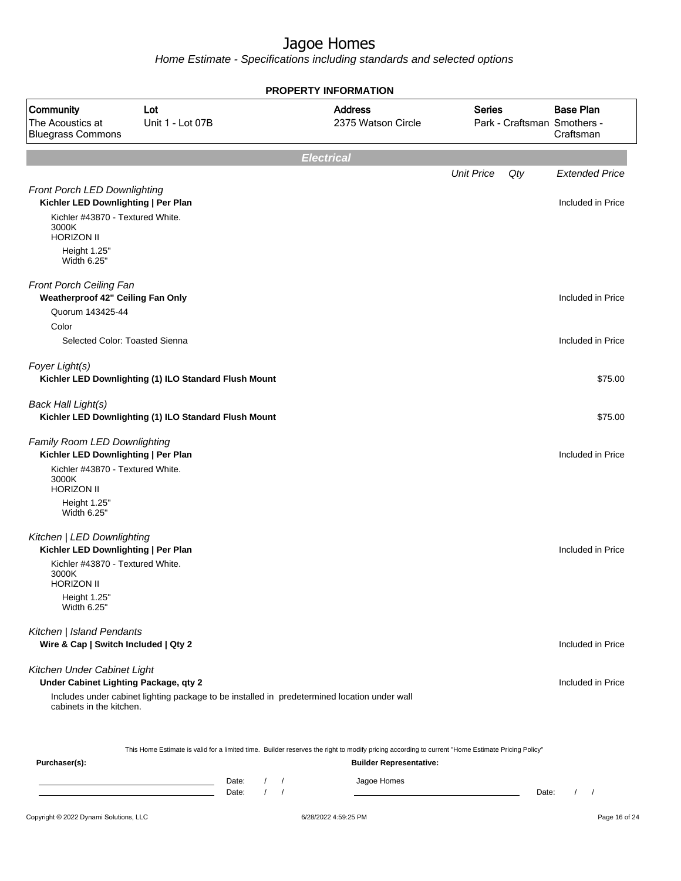# Jagoe Homes

*Home Estimate - Specifications including standards and selected options*

## PROPERTY INFORMATION

| Community | Lot | Address | Series | Base Plan |
|---|---|---|---|---|
| The Acoustics at Bluegrass Commons | Unit 1 - Lot 07B | 2375 Watson Circle | Park - Craftsman | Smothers - Craftsman |

## Electrical

| | Unit Price | Qty | Extended Price |
|---|---|---|---|
| *Front Porch LED Downlighting* | | | |
| **Kichler LED Downlighting \| Per Plan** | | | Included in Price |
| Kichler #43870 - Textured White.<br>3000K<br>HORIZON II<br>Height 1.25"<br>Width 6.25" | | | |
| *Front Porch Ceiling Fan* | | | |
| **Weatherproof 42" Ceiling Fan Only** | | | Included in Price |
| Quorum 143425-44 | | | |
| Color | | | |
| Selected Color: Toasted Sienna | | | Included in Price |
| *Foyer Light(s)* | | | |
| **Kichler LED Downlighting (1) ILO Standard Flush Mount** | | | $75.00 |
| *Back Hall Light(s)* | | | |
| **Kichler LED Downlighting (1) ILO Standard Flush Mount** | | | $75.00 |
| *Family Room LED Downlighting* | | | |
| **Kichler LED Downlighting \| Per Plan** | | | Included in Price |
| Kichler #43870 - Textured White.<br>3000K<br>HORIZON II<br>Height 1.25"<br>Width 6.25" | | | |
| *Kitchen \| LED Downlighting* | | | |
| **Kichler LED Downlighting \| Per Plan** | | | Included in Price |
| Kichler #43870 - Textured White.<br>3000K<br>HORIZON II<br>Height 1.25"<br>Width 6.25" | | | |
| *Kitchen \| Island Pendants* | | | |
| **Wire & Cap \| Switch Included \| Qty 2** | | | Included in Price |
| *Kitchen Under Cabinet Light* | | | |
| **Under Cabinet Lighting Package, qty 2** | | | Included in Price |
| Includes under cabinet lighting package to be installed in predetermined location under wall cabinets in the kitchen. | | | |

This Home Estimate is valid for a limited time. Builder reserves the right to modify pricing according to current "Home Estimate Pricing Policy"

**Purchaser(s):**

Date: / /

Date: / /

**Builder Representative:**

Jagoe Homes

Date: / /

Copyright © 2022 Dynami Solutions, LLC

6/28/2022 4:59:25 PM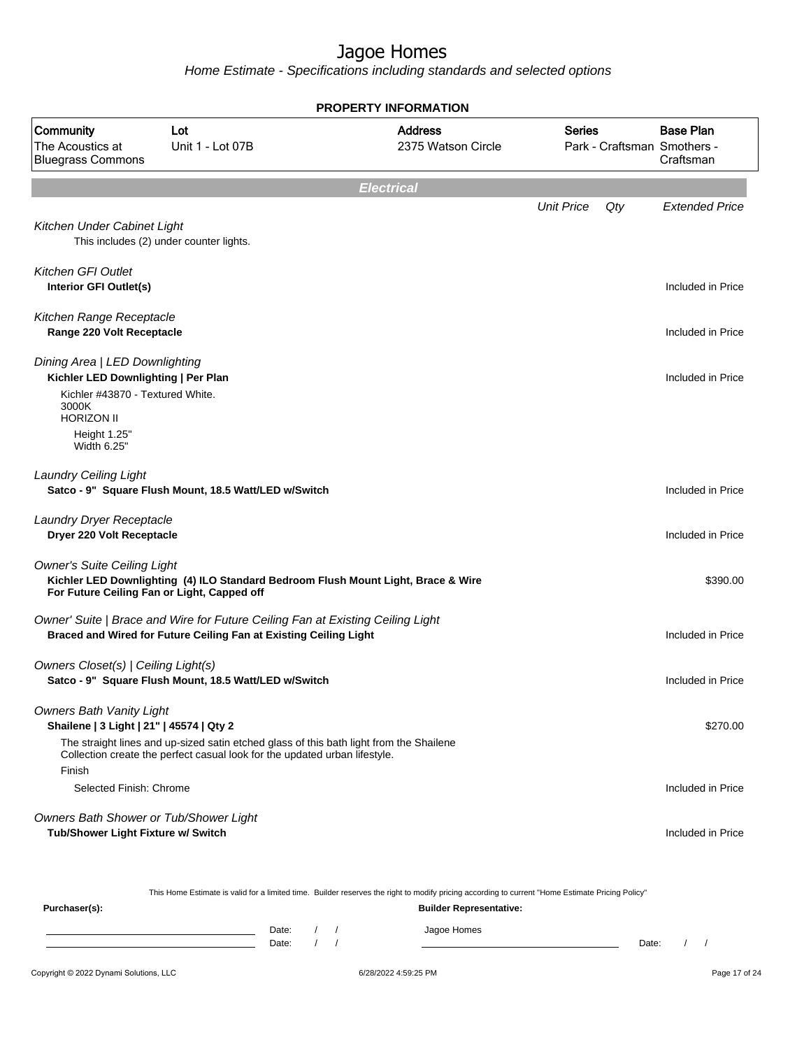# Jagoe Homes

*Home Estimate - Specifications including standards and selected options*

## PROPERTY INFORMATION

| Community | Lot | Address | Series | Base Plan |
|---|---|---|---|---|
| The Acoustics at Bluegrass Commons | Unit 1 - Lot 07B | 2375 Watson Circle | Park - Craftsman | Smothers - Craftsman |

## Electrical

| | Unit Price | Qty | Extended Price |
|---|---|---|---|
| *Kitchen Under Cabinet Light* | | | |
| This includes (2) under counter lights. | | | |
| *Kitchen GFI Outlet* | | | |
| **Interior GFI Outlet(s)** | | | Included in Price |
| *Kitchen Range Receptacle* | | | |
| **Range 220 Volt Receptacle** | | | Included in Price |
| *Dining Area \| LED Downlighting* | | | |
| **Kichler LED Downlighting \| Per Plan** | | | Included in Price |
| Kichler #43870 - Textured White.<br>3000K<br>HORIZON II<br>Height 1.25"<br>Width 6.25" | | | |
| *Laundry Ceiling Light* | | | |
| **Satco - 9" Square Flush Mount, 18.5 Watt/LED w/Switch** | | | Included in Price |
| *Laundry Dryer Receptacle* | | | |
| **Dryer 220 Volt Receptacle** | | | Included in Price |
| *Owner's Suite Ceiling Light* | | | |
| **Kichler LED Downlighting (4) ILO Standard Bedroom Flush Mount Light, Brace & Wire For Future Ceiling Fan or Light, Capped off** | | | $390.00 |
| *Owner' Suite \| Brace and Wire for Future Ceiling Fan at Existing Ceiling Light* | | | |
| **Braced and Wired for Future Ceiling Fan at Existing Ceiling Light** | | | Included in Price |
| *Owners Closet(s) \| Ceiling Light(s)* | | | |
| **Satco - 9" Square Flush Mount, 18.5 Watt/LED w/Switch** | | | Included in Price |
| *Owners Bath Vanity Light* | | | |
| **Shailene \| 3 Light \| 21" \| 45574 \| Qty 2** | | | $270.00 |
| The straight lines and up-sized satin etched glass of this bath light from the Shailene Collection create the perfect casual look for the updated urban lifestyle. | | | |
| Finish | | | |
| Selected Finish: Chrome | | | Included in Price |
| *Owners Bath Shower or Tub/Shower Light* | | | |
| **Tub/Shower Light Fixture w/ Switch** | | | Included in Price |

This Home Estimate is valid for a limited time. Builder reserves the right to modify pricing according to current "Home Estimate Pricing Policy"

**Purchaser(s):** Date: / / Date: / /

**Builder Representative:** Jagoe Homes Date: / /

Copyright © 2022 Dynami Solutions, LLC 6/28/2022 4:59:25 PM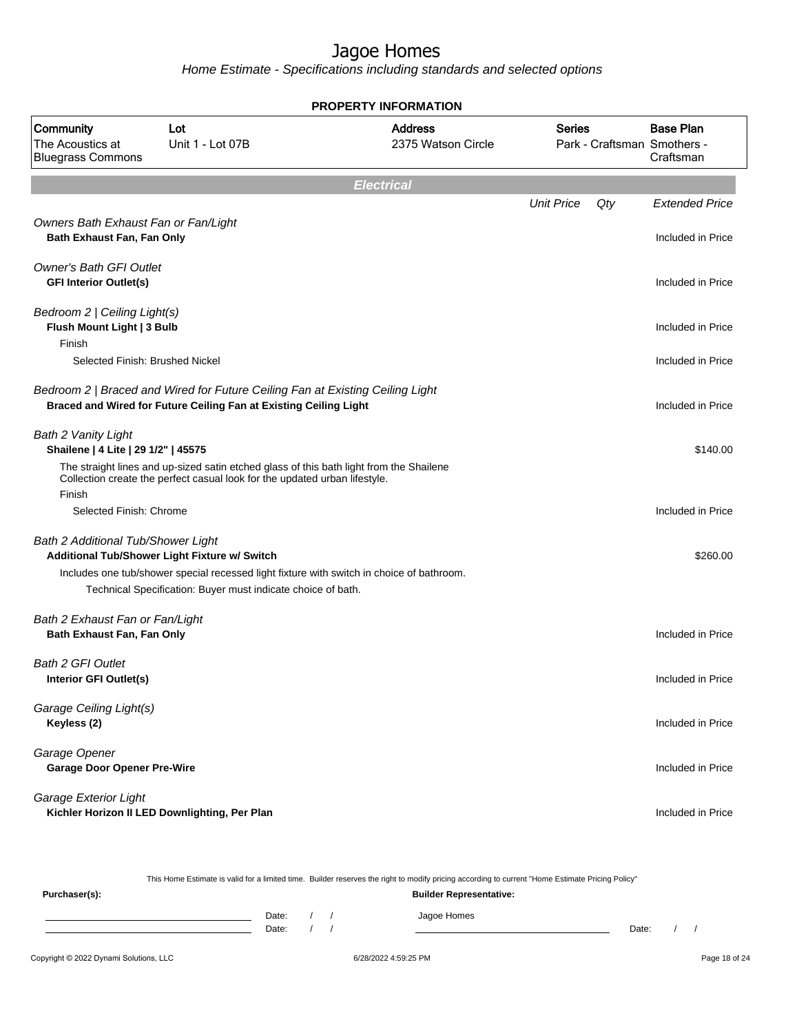# Jagoe Homes

*Home Estimate - Specifications including standards and selected options*

**PROPERTY INFORMATION**

| Community | Lot | Address | Series | Base Plan |
|---|---|---|---|---|
| The Acoustics at Bluegrass Commons | Unit 1 - Lot 07B | 2375 Watson Circle | Park - Craftsman | Smothers - Craftsman |

## Electrical

| | Unit Price | Qty | Extended Price |
|---|---|---|---|
| *Owners Bath Exhaust Fan or Fan/Light* | | | |
| **Bath Exhaust Fan, Fan Only** | | | Included in Price |
| *Owner's Bath GFI Outlet* | | | |
| **GFI Interior Outlet(s)** | | | Included in Price |
| *Bedroom 2 \| Ceiling Light(s)* | | | |
| **Flush Mount Light \| 3 Bulb** | | | Included in Price |
| Finish | | | |
| Selected Finish: Brushed Nickel | | | Included in Price |
| *Bedroom 2 \| Braced and Wired for Future Ceiling Fan at Existing Ceiling Light* | | | |
| **Braced and Wired for Future Ceiling Fan at Existing Ceiling Light** | | | Included in Price |
| *Bath 2 Vanity Light* | | | |
| **Shailene \| 4 Lite \| 29 1/2" \| 45575** | | | $140.00 |
| The straight lines and up-sized satin etched glass of this bath light from the Shailene Collection create the perfect casual look for the updated urban lifestyle. | | | |
| Finish | | | |
| Selected Finish: Chrome | | | Included in Price |
| *Bath 2 Additional Tub/Shower Light* | | | |
| **Additional Tub/Shower Light Fixture w/ Switch** | | | $260.00 |
| Includes one tub/shower special recessed light fixture with switch in choice of bathroom. | | | |
| Technical Specification: Buyer must indicate choice of bath. | | | |
| *Bath 2 Exhaust Fan or Fan/Light* | | | |
| **Bath Exhaust Fan, Fan Only** | | | Included in Price |
| *Bath 2 GFI Outlet* | | | |
| **Interior GFI Outlet(s)** | | | Included in Price |
| *Garage Ceiling Light(s)* | | | |
| **Keyless (2)** | | | Included in Price |
| *Garage Opener* | | | |
| **Garage Door Opener Pre-Wire** | | | Included in Price |
| *Garage Exterior Light* | | | |
| **Kichler Horizon II LED Downlighting, Per Plan** | | | Included in Price |

This Home Estimate is valid for a limited time. Builder reserves the right to modify pricing according to current "Home Estimate Pricing Policy"

**Purchaser(s):** Date: / / Date: / /

**Builder Representative:** Jagoe Homes Date: / /

Copyright © 2022 Dynami Solutions, LLC 6/28/2022 4:59:25 PM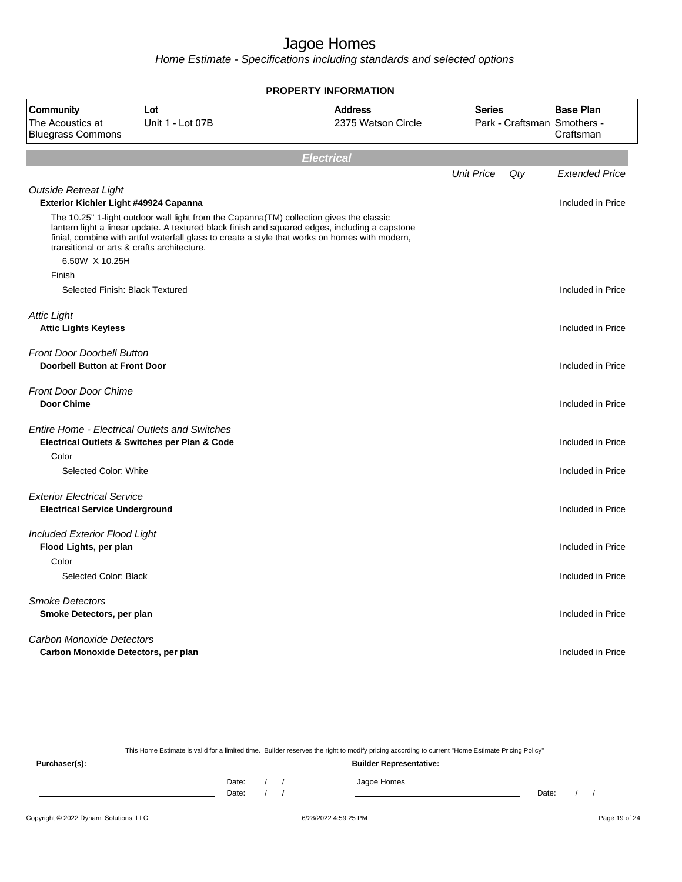# Jagoe Homes

Home Estimate - Specifications including standards and selected options

**PROPERTY INFORMATION**

| Community | Lot | Address | Series | Base Plan |
|---|---|---|---|---|
| The Acoustics at Bluegrass Commons | Unit 1 - Lot 07B | 2375 Watson Circle | Park - Craftsman | Smothers - Craftsman |

## Electrical

| | Unit Price | Qty | Extended Price |
|---|---|---|---|
| *Outside Retreat Light* | | | |
| **Exterior Kichler Light #49924 Capanna** | | | Included in Price |
| The 10.25" 1-light outdoor wall light from the Capanna(TM) collection gives the classic lantern light a linear update. A textured black finish and squared edges, including a capstone finial, combine with artful waterfall glass to create a style that works on homes with modern, transitional or arts & crafts architecture. | | | |
| 6.50W X 10.25H | | | |
| Finish | | | |
| Selected Finish: Black Textured | | | Included in Price |
| *Attic Light* | | | |
| **Attic Lights Keyless** | | | Included in Price |
| *Front Door Doorbell Button* | | | |
| **Doorbell Button at Front Door** | | | Included in Price |
| *Front Door Door Chime* | | | |
| **Door Chime** | | | Included in Price |
| *Entire Home - Electrical Outlets and Switches* | | | |
| **Electrical Outlets & Switches per Plan & Code** | | | Included in Price |
| Color | | | |
| Selected Color: White | | | Included in Price |
| *Exterior Electrical Service* | | | |
| **Electrical Service Underground** | | | Included in Price |
| *Included Exterior Flood Light* | | | |
| **Flood Lights, per plan** | | | Included in Price |
| Color | | | |
| Selected Color: Black | | | Included in Price |
| *Smoke Detectors* | | | |
| **Smoke Detectors, per plan** | | | Included in Price |
| *Carbon Monoxide Detectors* | | | |
| **Carbon Monoxide Detectors, per plan** | | | Included in Price |

This Home Estimate is valid for a limited time. Builder reserves the right to modify pricing according to current "Home Estimate Pricing Policy"

**Purchaser(s):** **Builder Representative:**

Date: / / Jagoe Homes

Date: / / Date: / /

Copyright © 2022 Dynami Solutions, LLC 6/28/2022 4:59:25 PM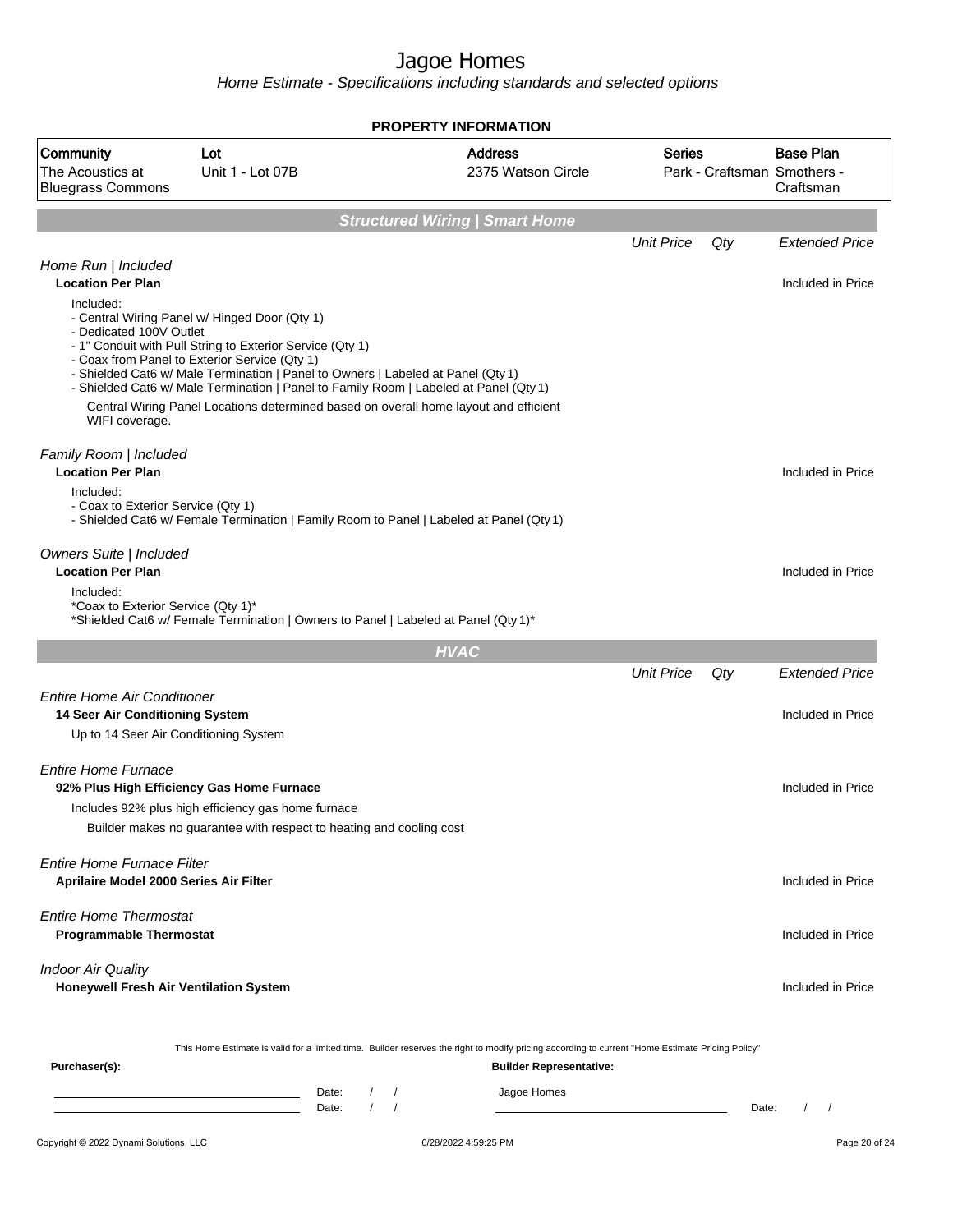# Jagoe Homes

*Home Estimate - Specifications including standards and selected options*

**PROPERTY INFORMATION**

| Community | Lot | Address | Series | Base Plan |
|---|---|---|---|---|
| The Acoustics at Bluegrass Commons | Unit 1 - Lot 07B | 2375 Watson Circle | Park - Craftsman | Smothers - Craftsman |

## Structured Wiring | Smart Home

| | Unit Price | Qty | Extended Price |
|---|---|---|---|
| *Home Run \| Included* | | | |
| **Location Per Plan** | | | Included in Price |

Included:
- Central Wiring Panel w/ Hinged Door (Qty 1)
- Dedicated 100V Outlet
- 1" Conduit with Pull String to Exterior Service (Qty 1)
- Coax from Panel to Exterior Service (Qty 1)
- Shielded Cat6 w/ Male Termination | Panel to Owners | Labeled at Panel (Qty 1)
- Shielded Cat6 w/ Male Termination | Panel to Family Room | Labeled at Panel (Qty 1)

Central Wiring Panel Locations determined based on overall home layout and efficient WIFI coverage.

| | Unit Price | Qty | Extended Price |
|---|---|---|---|
| *Family Room \| Included* | | | |
| **Location Per Plan** | | | Included in Price |

Included:
- Coax to Exterior Service (Qty 1)
- Shielded Cat6 w/ Female Termination | Family Room to Panel | Labeled at Panel (Qty 1)

| | Unit Price | Qty | Extended Price |
|---|---|---|---|
| *Owners Suite \| Included* | | | |
| **Location Per Plan** | | | Included in Price |

Included:
*Coax to Exterior Service (Qty 1)*
*Shielded Cat6 w/ Female Termination | Owners to Panel | Labeled at Panel (Qty 1)*

## HVAC

| | Unit Price | Qty | Extended Price |
|---|---|---|---|
| *Entire Home Air Conditioner* | | | |
| **14 Seer Air Conditioning System** | | | Included in Price |
| Up to 14 Seer Air Conditioning System | | | |
| *Entire Home Furnace* | | | |
| **92% Plus High Efficiency Gas Home Furnace** | | | Included in Price |
| Includes 92% plus high efficiency gas home furnace<br>Builder makes no guarantee with respect to heating and cooling cost | | | |
| *Entire Home Furnace Filter* | | | |
| **Aprilaire Model 2000 Series Air Filter** | | | Included in Price |
| *Entire Home Thermostat* | | | |
| **Programmable Thermostat** | | | Included in Price |
| *Indoor Air Quality* | | | |
| **Honeywell Fresh Air Ventilation System** | | | Included in Price |

This Home Estimate is valid for a limited time. Builder reserves the right to modify pricing according to current "Home Estimate Pricing Policy"

**Purchaser(s):**

________________________ Date: / /
________________________ Date: / /

**Builder Representative:**

Jagoe Homes
________________________ Date: / /

Copyright © 2022 Dynami Solutions, LLC — 6/28/2022 4:59:25 PM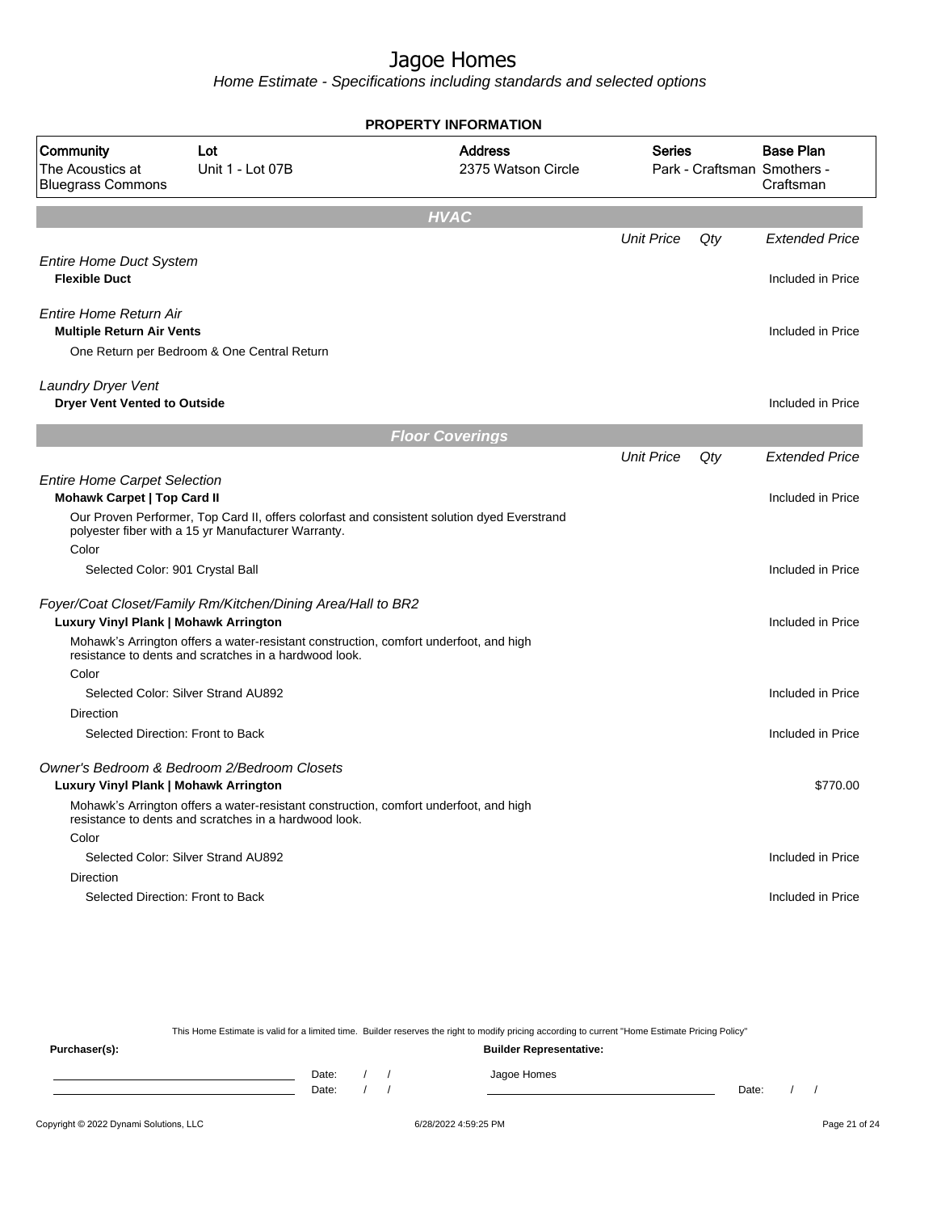# Jagoe Homes

*Home Estimate - Specifications including standards and selected options*

**PROPERTY INFORMATION**

| Community | Lot | Address | Series | Base Plan |
|---|---|---|---|---|
| The Acoustics at Bluegrass Commons | Unit 1 - Lot 07B | 2375 Watson Circle | Park - Craftsman | Smothers - Craftsman |

## HVAC

| | Unit Price | Qty | Extended Price |
|---|---|---|---|
| *Entire Home Duct System* | | | |
| **Flexible Duct** | | | Included in Price |
| *Entire Home Return Air* | | | |
| **Multiple Return Air Vents** | | | Included in Price |
| One Return per Bedroom & One Central Return | | | |
| *Laundry Dryer Vent* | | | |
| **Dryer Vent Vented to Outside** | | | Included in Price |

## Floor Coverings

| | Unit Price | Qty | Extended Price |
|---|---|---|---|
| *Entire Home Carpet Selection* | | | |
| **Mohawk Carpet \| Top Card II** | | | Included in Price |
| Our Proven Performer, Top Card II, offers colorfast and consistent solution dyed Everstrand polyester fiber with a 15 yr Manufacturer Warranty. | | | |
| Color | | | |
| Selected Color: 901 Crystal Ball | | | Included in Price |
| *Foyer/Coat Closet/Family Rm/Kitchen/Dining Area/Hall to BR2* | | | |
| **Luxury Vinyl Plank \| Mohawk Arrington** | | | Included in Price |
| Mohawk's Arrington offers a water-resistant construction, comfort underfoot, and high resistance to dents and scratches in a hardwood look. | | | |
| Color | | | |
| Selected Color: Silver Strand AU892 | | | Included in Price |
| Direction | | | |
| Selected Direction: Front to Back | | | Included in Price |
| *Owner's Bedroom & Bedroom 2/Bedroom Closets* | | | |
| **Luxury Vinyl Plank \| Mohawk Arrington** | | | $770.00 |
| Mohawk's Arrington offers a water-resistant construction, comfort underfoot, and high resistance to dents and scratches in a hardwood look. | | | |
| Color | | | |
| Selected Color: Silver Strand AU892 | | | Included in Price |
| Direction | | | |
| Selected Direction: Front to Back | | | Included in Price |

This Home Estimate is valid for a limited time. Builder reserves the right to modify pricing according to current "Home Estimate Pricing Policy"

**Purchaser(s):**

Date: / /

Date: / /

**Builder Representative:**

Jagoe Homes

Date: / /

Copyright © 2022 Dynami Solutions, LLC — 6/28/2022 4:59:25 PM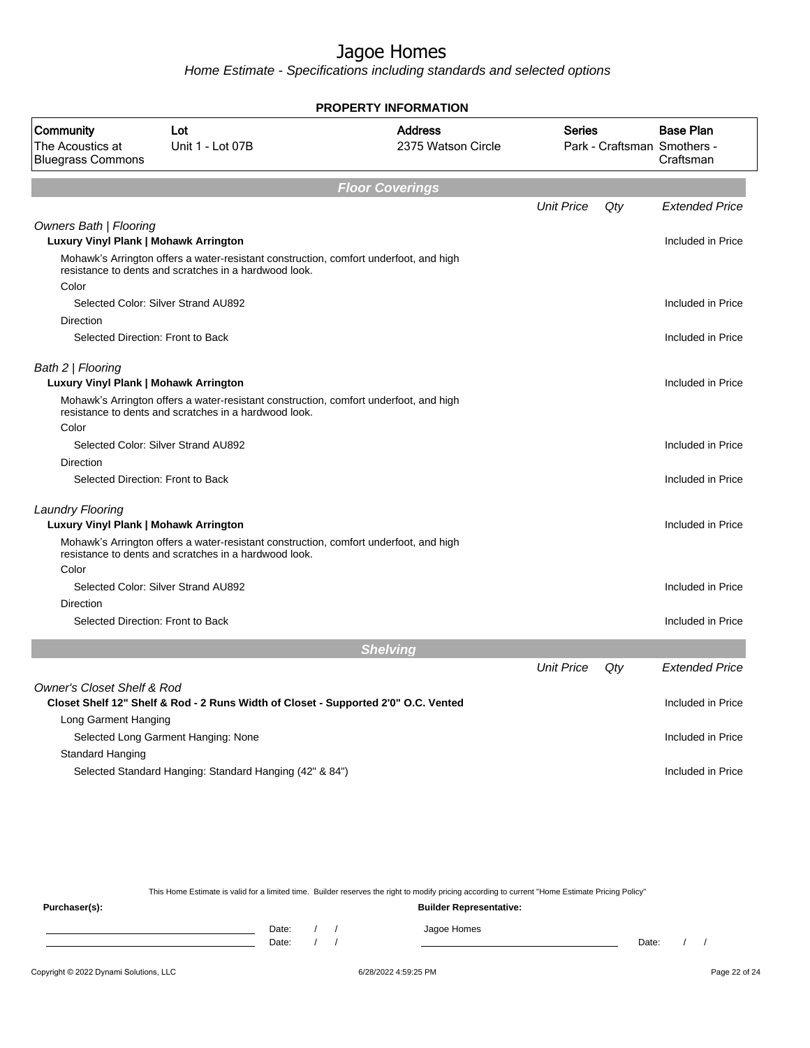# Jagoe Homes

*Home Estimate - Specifications including standards and selected options*

**PROPERTY INFORMATION**

| Community | Lot | Address | Series | Base Plan |
|---|---|---|---|---|
| The Acoustics at Bluegrass Commons | Unit 1 - Lot 07B | 2375 Watson Circle | Park - Craftsman | Smothers - Craftsman |

## Floor Coverings

| | Unit Price | Qty | Extended Price |
|---|---|---|---|
| *Owners Bath \| Flooring* | | | |
| **Luxury Vinyl Plank \| Mohawk Arrington** | | | Included in Price |
| Mohawk's Arrington offers a water-resistant construction, comfort underfoot, and high resistance to dents and scratches in a hardwood look. | | | |
| Color | | | |
| Selected Color: Silver Strand AU892 | | | Included in Price |
| Direction | | | |
| Selected Direction: Front to Back | | | Included in Price |
| *Bath 2 \| Flooring* | | | |
| **Luxury Vinyl Plank \| Mohawk Arrington** | | | Included in Price |
| Mohawk's Arrington offers a water-resistant construction, comfort underfoot, and high resistance to dents and scratches in a hardwood look. | | | |
| Color | | | |
| Selected Color: Silver Strand AU892 | | | Included in Price |
| Direction | | | |
| Selected Direction: Front to Back | | | Included in Price |
| *Laundry Flooring* | | | |
| **Luxury Vinyl Plank \| Mohawk Arrington** | | | Included in Price |
| Mohawk's Arrington offers a water-resistant construction, comfort underfoot, and high resistance to dents and scratches in a hardwood look. | | | |
| Color | | | |
| Selected Color: Silver Strand AU892 | | | Included in Price |
| Direction | | | |
| Selected Direction: Front to Back | | | Included in Price |

## Shelving

| | Unit Price | Qty | Extended Price |
|---|---|---|---|
| *Owner's Closet Shelf & Rod* | | | |
| **Closet Shelf 12" Shelf & Rod - 2 Runs Width of Closet - Supported 2'0" O.C. Vented** | | | Included in Price |
| Long Garment Hanging | | | |
| Selected Long Garment Hanging: None | | | Included in Price |
| Standard Hanging | | | |
| Selected Standard Hanging: Standard Hanging (42" & 84") | | | Included in Price |

This Home Estimate is valid for a limited time. Builder reserves the right to modify pricing according to current "Home Estimate Pricing Policy"

**Purchaser(s):** | **Builder Representative:**

Date: / /

Date: / /

Jagoe Homes

Date: / /

Copyright © 2022 Dynami Solutions, LLC — 6/28/2022 4:59:25 PM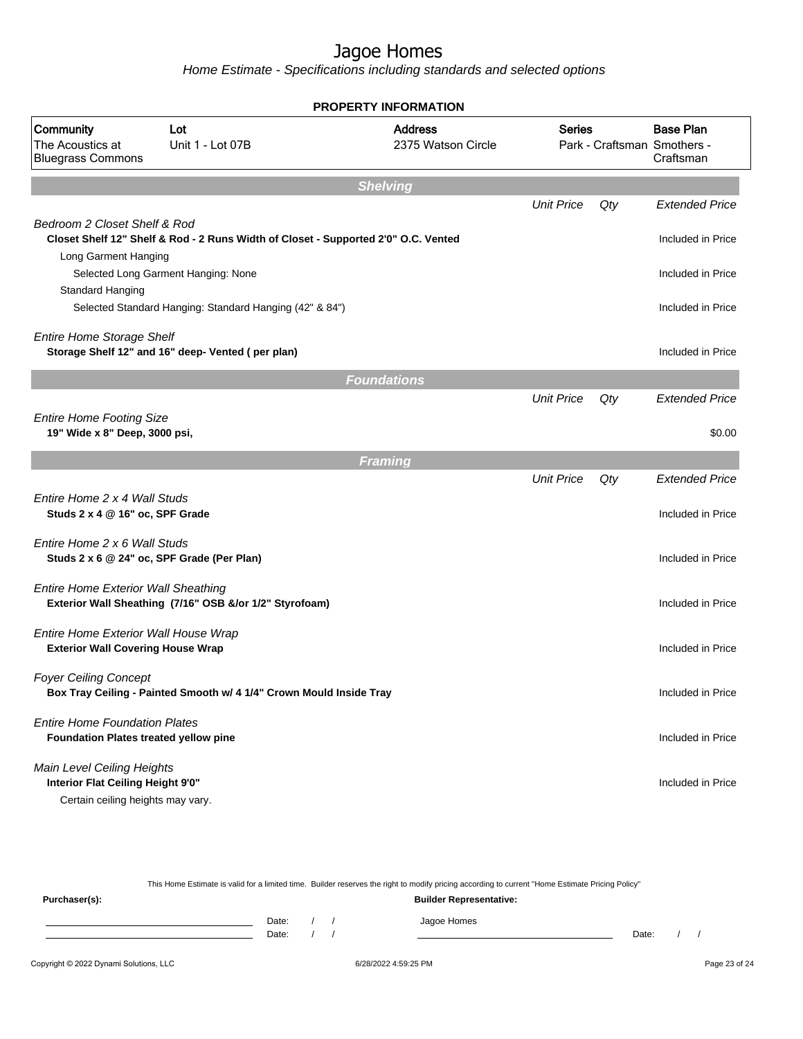# Jagoe Homes

*Home Estimate - Specifications including standards and selected options*

**PROPERTY INFORMATION**

| Community | Lot | Address | Series | Base Plan |
|---|---|---|---|---|
| The Acoustics at Bluegrass Commons | Unit 1 - Lot 07B | 2375 Watson Circle | Park - Craftsman | Smothers - Craftsman |

## Shelving

| | Unit Price | Qty | Extended Price |
|---|---|---|---|
| *Bedroom 2 Closet Shelf & Rod* | | | |
| **Closet Shelf 12" Shelf & Rod - 2 Runs Width of Closet - Supported 2'0" O.C. Vented** | | | Included in Price |
| Long Garment Hanging | | | |
| Selected Long Garment Hanging: None | | | Included in Price |
| Standard Hanging | | | |
| Selected Standard Hanging: Standard Hanging (42" & 84") | | | Included in Price |
| *Entire Home Storage Shelf* | | | |
| **Storage Shelf 12" and 16" deep- Vented ( per plan)** | | | Included in Price |

## Foundations

| | Unit Price | Qty | Extended Price |
|---|---|---|---|
| *Entire Home Footing Size* | | | |
| **19" Wide x 8" Deep, 3000 psi,** | | | $0.00 |

## Framing

| | Unit Price | Qty | Extended Price |
|---|---|---|---|
| *Entire Home 2 x 4 Wall Studs* | | | |
| **Studs 2 x 4 @ 16" oc, SPF Grade** | | | Included in Price |
| *Entire Home 2 x 6 Wall Studs* | | | |
| **Studs 2 x 6 @ 24" oc, SPF Grade (Per Plan)** | | | Included in Price |
| *Entire Home Exterior Wall Sheathing* | | | |
| **Exterior Wall Sheathing (7/16" OSB &/or 1/2" Styrofoam)** | | | Included in Price |
| *Entire Home Exterior Wall House Wrap* | | | |
| **Exterior Wall Covering House Wrap** | | | Included in Price |
| *Foyer Ceiling Concept* | | | |
| **Box Tray Ceiling - Painted Smooth w/ 4 1/4" Crown Mould Inside Tray** | | | Included in Price |
| *Entire Home Foundation Plates* | | | |
| **Foundation Plates treated yellow pine** | | | Included in Price |
| *Main Level Ceiling Heights* | | | |
| **Interior Flat Ceiling Height 9'0"** | | | Included in Price |
| Certain ceiling heights may vary. | | | |

This Home Estimate is valid for a limited time. Builder reserves the right to modify pricing according to current "Home Estimate Pricing Policy"

**Purchaser(s):** **Builder Representative:**

Date: / / Jagoe Homes

Date: / / Date: / /

Copyright © 2022 Dynami Solutions, LLC 6/28/2022 4:59:25 PM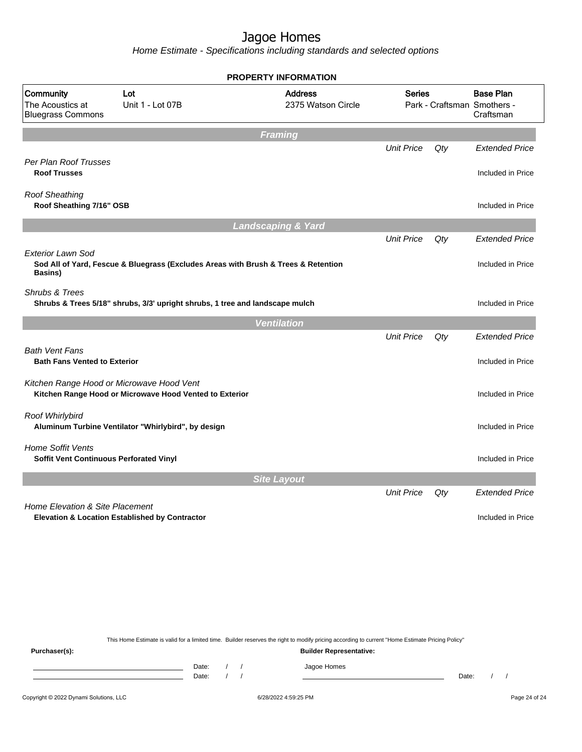# Jagoe Homes

*Home Estimate - Specifications including standards and selected options*

**PROPERTY INFORMATION**

| Community | Lot | Address | Series | Base Plan |
|---|---|---|---|---|
| The Acoustics at Bluegrass Commons | Unit 1 - Lot 07B | 2375 Watson Circle | Park - Craftsman | Smothers - Craftsman |

## Framing

| | Unit Price | Qty | Extended Price |
|---|---|---|---|
| *Per Plan Roof Trusses* | | | |
| **Roof Trusses** | | | Included in Price |
| *Roof Sheathing* | | | |
| **Roof Sheathing 7/16" OSB** | | | Included in Price |

## Landscaping & Yard

| | Unit Price | Qty | Extended Price |
|---|---|---|---|
| *Exterior Lawn Sod* | | | |
| **Sod All of Yard, Fescue & Bluegrass (Excludes Areas with Brush & Trees & Retention Basins)** | | | Included in Price |
| *Shrubs & Trees* | | | |
| **Shrubs & Trees 5/18" shrubs, 3/3' upright shrubs, 1 tree and landscape mulch** | | | Included in Price |

## Ventilation

| | Unit Price | Qty | Extended Price |
|---|---|---|---|
| *Bath Vent Fans* | | | |
| **Bath Fans Vented to Exterior** | | | Included in Price |
| *Kitchen Range Hood or Microwave Hood Vent* | | | |
| **Kitchen Range Hood or Microwave Hood Vented to Exterior** | | | Included in Price |
| *Roof Whirlybird* | | | |
| **Aluminum Turbine Ventilator "Whirlybird", by design** | | | Included in Price |
| *Home Soffit Vents* | | | |
| **Soffit Vent Continuous Perforated Vinyl** | | | Included in Price |

## Site Layout

| | Unit Price | Qty | Extended Price |
|---|---|---|---|
| *Home Elevation & Site Placement* | | | |
| **Elevation & Location Established by Contractor** | | | Included in Price |

This Home Estimate is valid for a limited time. Builder reserves the right to modify pricing according to current "Home Estimate Pricing Policy"

**Purchaser(s):**

Date: / /

Date: / /

**Builder Representative:**

Jagoe Homes

Date: / /

Copyright © 2022 Dynami Solutions, LLC

6/28/2022 4:59:25 PM